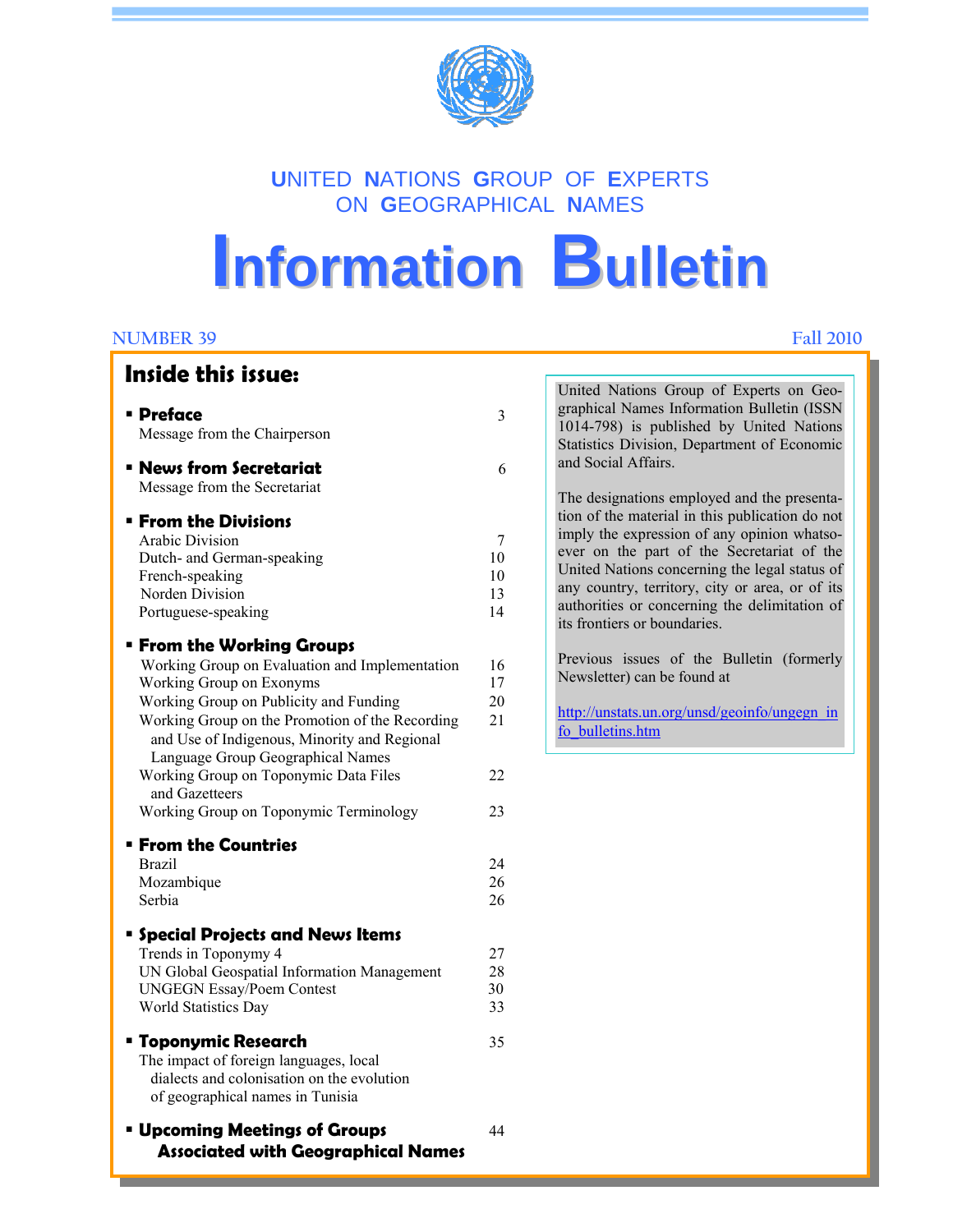# UNITED NATIONS GROUP OF EXPERTS ON GEOGRAPHICAL NAMES

# Information Bulletin

NUMBER 39 Fall 2010

## Inside this issue:

- **Preface** 3
  Message from the Chairperson
- **News from Secretariat** 6
  Message from the Secretariat
- **From the Divisions**
  Arabic Division 7
  Dutch- and German-speaking 10
  French-speaking 10
  Norden Division 13
  Portuguese-speaking 14
- **From the Working Groups**
  Working Group on Evaluation and Implementation 16
  Working Group on Exonyms 17
  Working Group on Publicity and Funding 20
  Working Group on the Promotion of the Recording and Use of Indigenous, Minority and Regional Language Group Geographical Names 21
  Working Group on Toponymic Data Files and Gazetteers 22
  Working Group on Toponymic Terminology 23
- **From the Countries**
  Brazil 24
  Mozambique 26
  Serbia 26
- **Special Projects and News Items**
  Trends in Toponymy 4 27
  UN Global Geospatial Information Management 28
  UNGEGN Essay/Poem Contest 30
  World Statistics Day 33
- **Toponymic Research** 35
  The impact of foreign languages, local dialects and colonisation on the evolution of geographical names in Tunisia
- **Upcoming Meetings of Groups Associated with Geographical Names** 44

United Nations Group of Experts on Geographical Names Information Bulletin (ISSN 1014-798) is published by United Nations Statistics Division, Department of Economic and Social Affairs.

The designations employed and the presentation of the material in this publication do not imply the expression of any opinion whatsoever on the part of the Secretariat of the United Nations concerning the legal status of any country, territory, city or area, or of its authorities or concerning the delimitation of its frontiers or boundaries.

Previous issues of the Bulletin (formerly Newsletter) can be found at

http://unstats.un.org/unsd/geoinfo/ungegn_info_bulletins.htm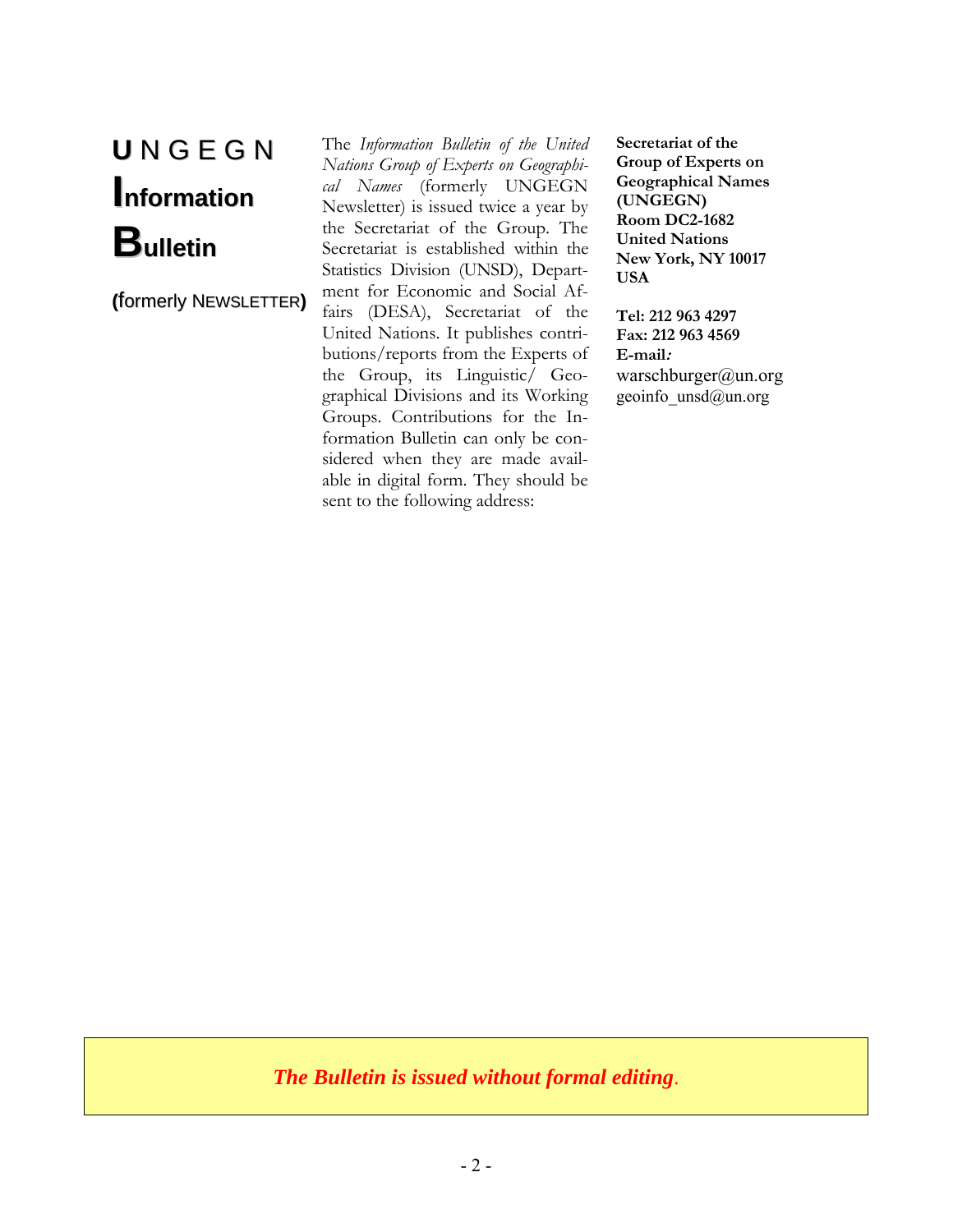# UNGEGN Information Bulletin

**(formerly NEWSLETTER)**

The *Information Bulletin of the United Nations Group of Experts on Geographical Names* (formerly UNGEGN Newsletter) is issued twice a year by the Secretariat of the Group. The Secretariat is established within the Statistics Division (UNSD), Department for Economic and Social Affairs (DESA), Secretariat of the United Nations. It publishes contributions/reports from the Experts of the Group, its Linguistic/ Geographical Divisions and its Working Groups. Contributions for the Information Bulletin can only be considered when they are made available in digital form. They should be sent to the following address:

**Secretariat of the Group of Experts on Geographical Names (UNGEGN)**
**Room DC2-1682**
**United Nations**
**New York, NY 10017**
**USA**

**Tel: 212 963 4297**
**Fax: 212 963 4569**
**E-mail:**
warschburger@un.org
geoinfo_unsd@un.org

***The Bulletin is issued without formal editing.***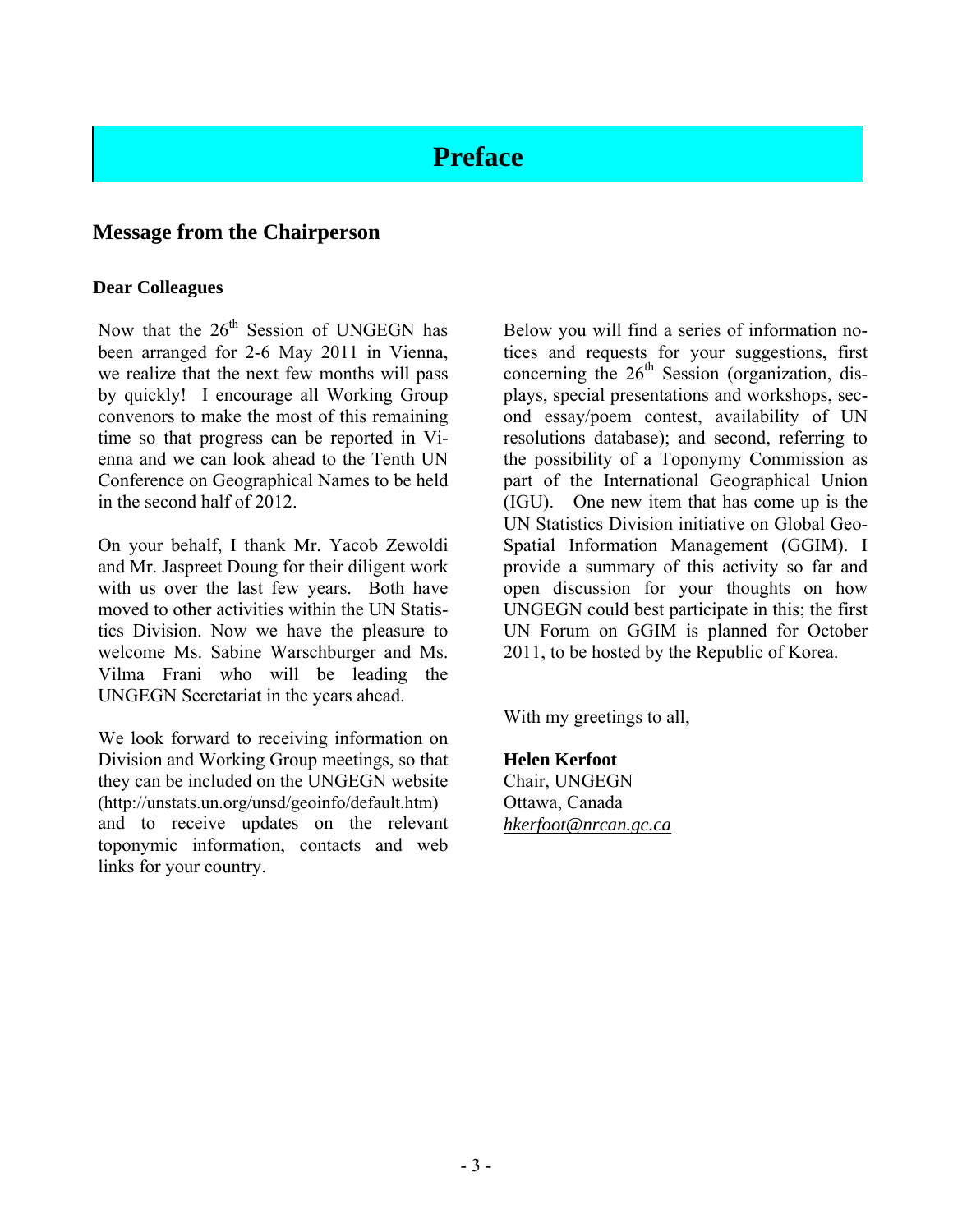# Preface

## Message from the Chairperson

**Dear Colleagues**

Now that the 26th Session of UNGEGN has been arranged for 2-6 May 2011 in Vienna, we realize that the next few months will pass by quickly! I encourage all Working Group convenors to make the most of this remaining time so that progress can be reported in Vienna and we can look ahead to the Tenth UN Conference on Geographical Names to be held in the second half of 2012.

On your behalf, I thank Mr. Yacob Zewoldi and Mr. Jaspreet Doung for their diligent work with us over the last few years. Both have moved to other activities within the UN Statistics Division. Now we have the pleasure to welcome Ms. Sabine Warschburger and Ms. Vilma Frani who will be leading the UNGEGN Secretariat in the years ahead.

We look forward to receiving information on Division and Working Group meetings, so that they can be included on the UNGEGN website (http://unstats.un.org/unsd/geoinfo/default.htm) and to receive updates on the relevant toponymic information, contacts and web links for your country.

Below you will find a series of information notices and requests for your suggestions, first concerning the 26th Session (organization, displays, special presentations and workshops, second essay/poem contest, availability of UN resolutions database); and second, referring to the possibility of a Toponymy Commission as part of the International Geographical Union (IGU). One new item that has come up is the UN Statistics Division initiative on Global Geo-Spatial Information Management (GGIM). I provide a summary of this activity so far and open discussion for your thoughts on how UNGEGN could best participate in this; the first UN Forum on GGIM is planned for October 2011, to be hosted by the Republic of Korea.

With my greetings to all,

**Helen Kerfoot**  
Chair, UNGEGN  
Ottawa, Canada  
*hkerfoot@nrcan.gc.ca*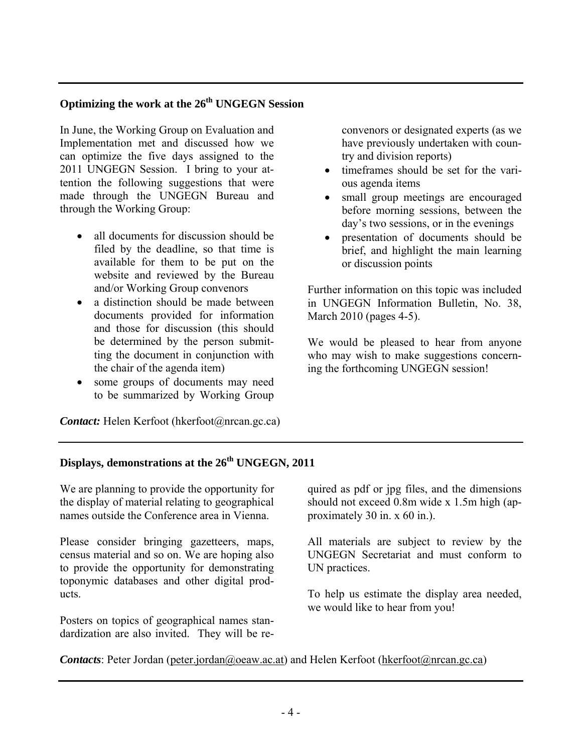## Optimizing the work at the 26th UNGEGN Session

In June, the Working Group on Evaluation and Implementation met and discussed how we can optimize the five days assigned to the 2011 UNGEGN Session. I bring to your attention the following suggestions that were made through the UNGEGN Bureau and through the Working Group:

- all documents for discussion should be filed by the deadline, so that time is available for them to be put on the website and reviewed by the Bureau and/or Working Group convenors
- a distinction should be made between documents provided for information and those for discussion (this should be determined by the person submitting the document in conjunction with the chair of the agenda item)
- some groups of documents may need to be summarized by Working Group convenors or designated experts (as we have previously undertaken with country and division reports)
- timeframes should be set for the various agenda items
- small group meetings are encouraged before morning sessions, between the day's two sessions, or in the evenings
- presentation of documents should be brief, and highlight the main learning or discussion points

Further information on this topic was included in UNGEGN Information Bulletin, No. 38, March 2010 (pages 4-5).

We would be pleased to hear from anyone who may wish to make suggestions concerning the forthcoming UNGEGN session!

***Contact:*** Helen Kerfoot (hkerfoot@nrcan.gc.ca)

## Displays, demonstrations at the 26th UNGEGN, 2011

We are planning to provide the opportunity for the display of material relating to geographical names outside the Conference area in Vienna.

Please consider bringing gazetteers, maps, census material and so on. We are hoping also to provide the opportunity for demonstrating toponymic databases and other digital products.

Posters on topics of geographical names standardization are also invited. They will be required as pdf or jpg files, and the dimensions should not exceed 0.8m wide x 1.5m high (approximately 30 in. x 60 in.).

All materials are subject to review by the UNGEGN Secretariat and must conform to UN practices.

To help us estimate the display area needed, we would like to hear from you!

***Contacts***: Peter Jordan (peter.jordan@oeaw.ac.at) and Helen Kerfoot (hkerfoot@nrcan.gc.ca)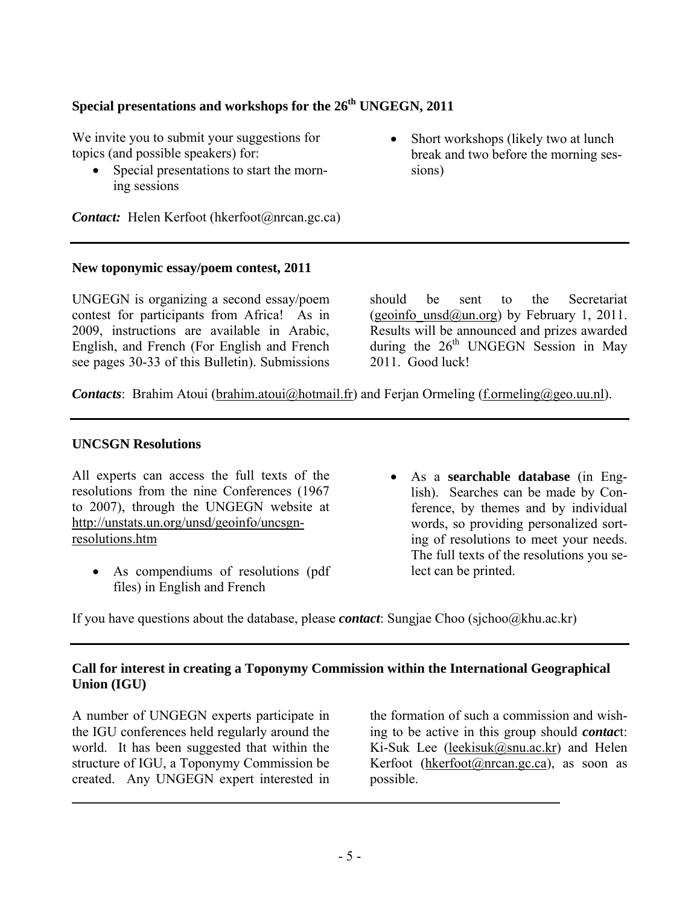### Special presentations and workshops for the 26th UNGEGN, 2011

We invite you to submit your suggestions for topics (and possible speakers) for:

- Special presentations to start the morning sessions
- Short workshops (likely two at lunch break and two before the morning sessions)

***Contact:*** Helen Kerfoot (hkerfoot@nrcan.gc.ca)

---

### New toponymic essay/poem contest, 2011

UNGEGN is organizing a second essay/poem contest for participants from Africa! As in 2009, instructions are available in Arabic, English, and French (For English and French see pages 30-33 of this Bulletin). Submissions should be sent to the Secretariat (geoinfo_unsd@un.org) by February 1, 2011. Results will be announced and prizes awarded during the 26th UNGEGN Session in May 2011. Good luck!

***Contacts***: Brahim Atoui (brahim.atoui@hotmail.fr) and Ferjan Ormeling (f.ormeling@geo.uu.nl).

---

### UNCSGN Resolutions

All experts can access the full texts of the resolutions from the nine Conferences (1967 to 2007), through the UNGEGN website at http://unstats.un.org/unsd/geoinfo/uncsgn-resolutions.htm

- As compendiums of resolutions (pdf files) in English and French
- As a **searchable database** (in English). Searches can be made by Conference, by themes and by individual words, so providing personalized sorting of resolutions to meet your needs. The full texts of the resolutions you select can be printed.

If you have questions about the database, please ***contact***: Sungjae Choo (sjchoo@khu.ac.kr)

---

### Call for interest in creating a Toponymy Commission within the International Geographical Union (IGU)

A number of UNGEGN experts participate in the IGU conferences held regularly around the world. It has been suggested that within the structure of IGU, a Toponymy Commission be created. Any UNGEGN expert interested in the formation of such a commission and wishing to be active in this group should ***contac***t: Ki-Suk Lee (leekisuk@snu.ac.kr) and Helen Kerfoot (hkerfoot@nrcan.gc.ca), as soon as possible.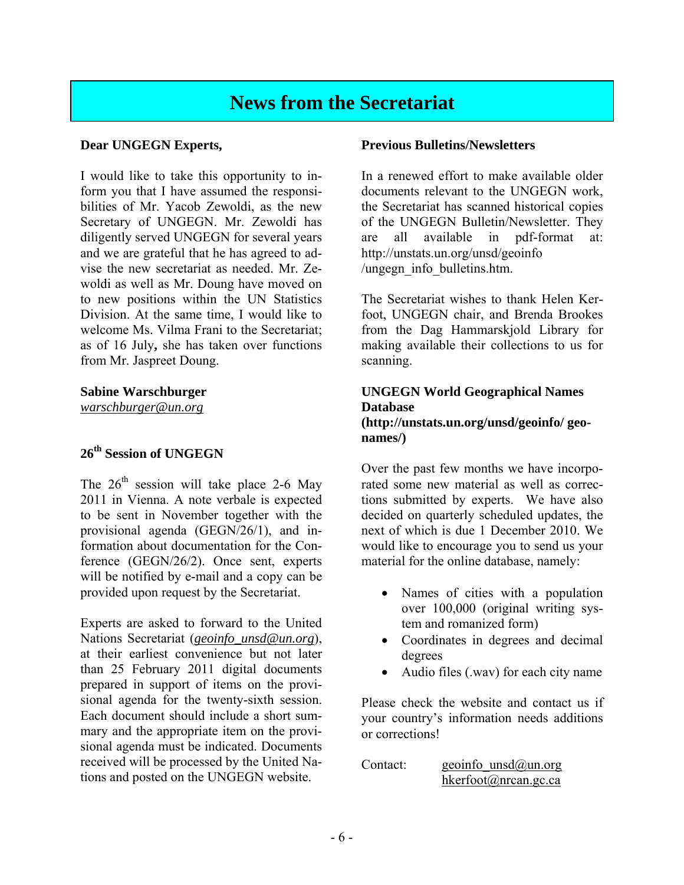# News from the Secretariat

**Dear UNGEGN Experts,**

I would like to take this opportunity to inform you that I have assumed the responsibilities of Mr. Yacob Zewoldi, as the new Secretary of UNGEGN. Mr. Zewoldi has diligently served UNGEGN for several years and we are grateful that he has agreed to advise the new secretariat as needed. Mr. Zewoldi as well as Mr. Doung have moved on to new positions within the UN Statistics Division. At the same time, I would like to welcome Ms. Vilma Frani to the Secretariat; as of 16 July**,** she has taken over functions from Mr. Jaspreet Doung.

**Sabine Warschburger**
*warschburger@un.org*

### 26th Session of UNGEGN

The 26th session will take place 2-6 May 2011 in Vienna. A note verbale is expected to be sent in November together with the provisional agenda (GEGN/26/1), and information about documentation for the Conference (GEGN/26/2). Once sent, experts will be notified by e-mail and a copy can be provided upon request by the Secretariat.

Experts are asked to forward to the United Nations Secretariat (*geoinfo_unsd@un.org*), at their earliest convenience but not later than 25 February 2011 digital documents prepared in support of items on the provisional agenda for the twenty-sixth session. Each document should include a short summary and the appropriate item on the provisional agenda must be indicated. Documents received will be processed by the United Nations and posted on the UNGEGN website.

### Previous Bulletins/Newsletters

In a renewed effort to make available older documents relevant to the UNGEGN work, the Secretariat has scanned historical copies of the UNGEGN Bulletin/Newsletter. They are all available in pdf-format at: http://unstats.un.org/unsd/geoinfo/ungegn_info_bulletins.htm.

The Secretariat wishes to thank Helen Kerfoot, UNGEGN chair, and Brenda Brookes from the Dag Hammarskjold Library for making available their collections to us for scanning.

### UNGEGN World Geographical Names Database (http://unstats.un.org/unsd/geoinfo/geonames/)

Over the past few months we have incorporated some new material as well as corrections submitted by experts. We have also decided on quarterly scheduled updates, the next of which is due 1 December 2010. We would like to encourage you to send us your material for the online database, namely:

- Names of cities with a population over 100,000 (original writing system and romanized form)
- Coordinates in degrees and decimal degrees
- Audio files (.wav) for each city name

Please check the website and contact us if your country's information needs additions or corrections!

Contact: geoinfo_unsd@un.org
hkerfoot@nrcan.gc.ca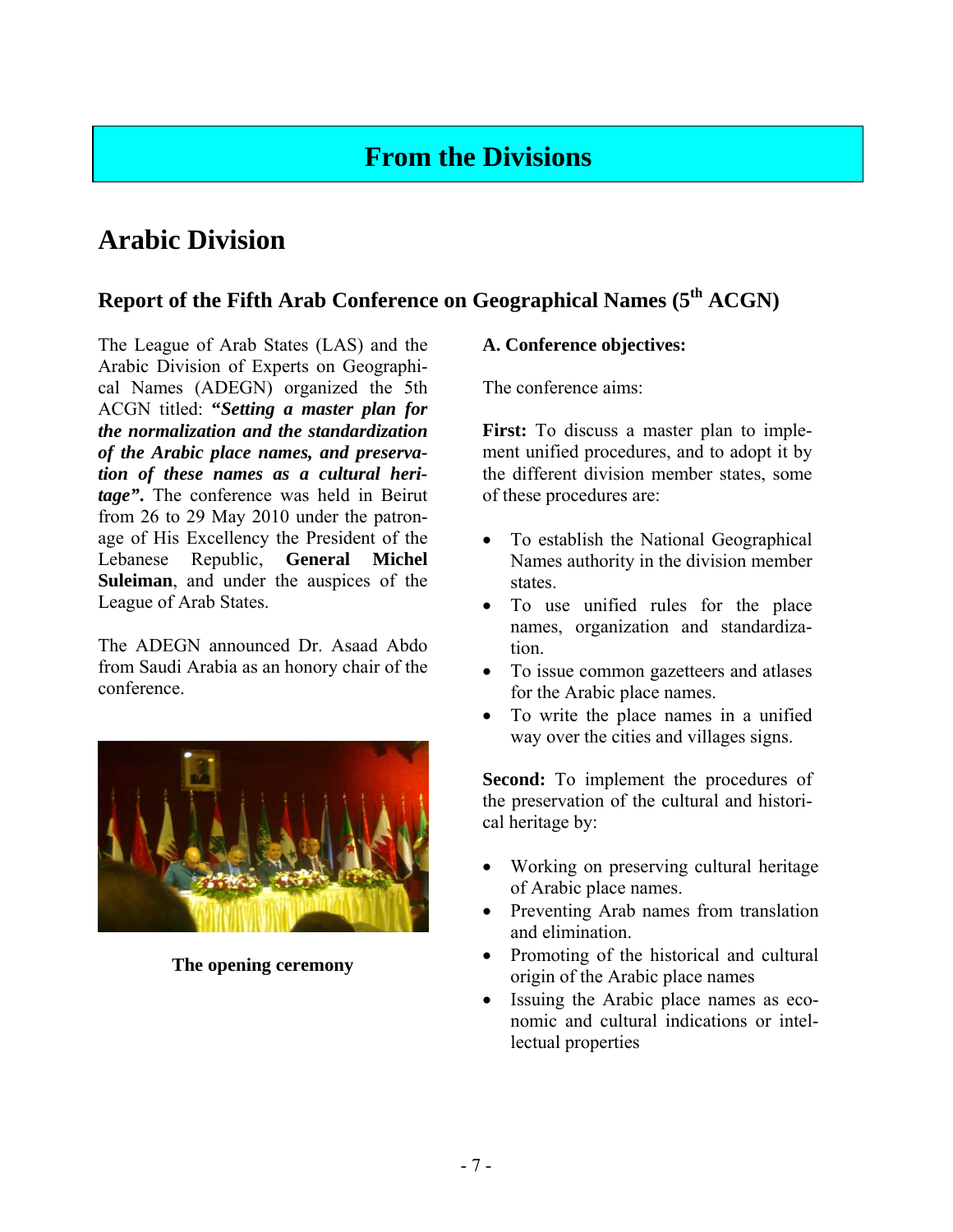# From the Divisions

## Arabic Division

### Report of the Fifth Arab Conference on Geographical Names (5th ACGN)

The League of Arab States (LAS) and the Arabic Division of Experts on Geographical Names (ADEGN) organized the 5th ACGN titled: ***"Setting a master plan for the normalization and the standardization of the Arabic place names, and preservation of these names as a cultural heritage".*** The conference was held in Beirut from 26 to 29 May 2010 under the patronage of His Excellency the President of the Lebanese Republic, **General Michel Suleiman**, and under the auspices of the League of Arab States.

The ADEGN announced Dr. Asaad Abdo from Saudi Arabia as an honory chair of the conference.

**The opening ceremony**

**A. Conference objectives:**

The conference aims:

**First:** To discuss a master plan to implement unified procedures, and to adopt it by the different division member states, some of these procedures are:

- To establish the National Geographical Names authority in the division member states.
- To use unified rules for the place names, organization and standardization.
- To issue common gazetteers and atlases for the Arabic place names.
- To write the place names in a unified way over the cities and villages signs.

**Second:** To implement the procedures of the preservation of the cultural and historical heritage by:

- Working on preserving cultural heritage of Arabic place names.
- Preventing Arab names from translation and elimination.
- Promoting of the historical and cultural origin of the Arabic place names
- Issuing the Arabic place names as economic and cultural indications or intellectual properties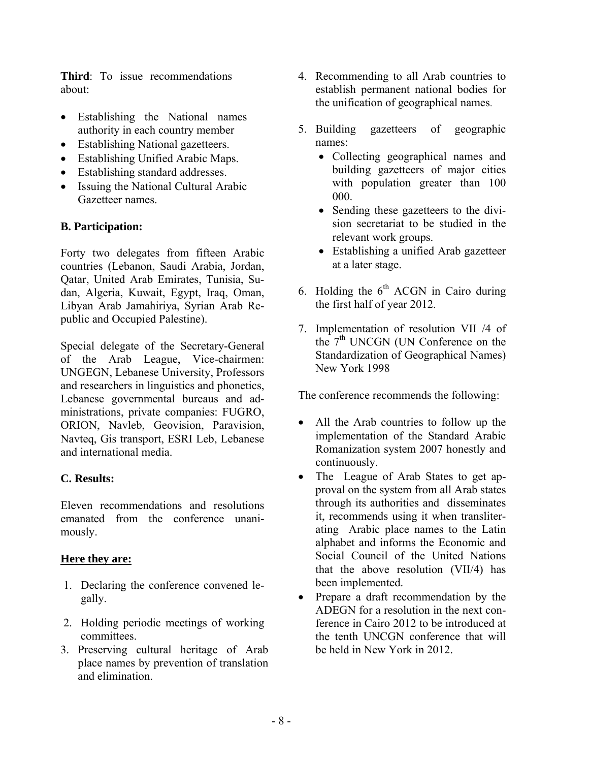**Third**: To issue recommendations about:

- Establishing the National names authority in each country member
- Establishing National gazetteers.
- Establishing Unified Arabic Maps.
- Establishing standard addresses.
- Issuing the National Cultural Arabic Gazetteer names.

**B. Participation:**

Forty two delegates from fifteen Arabic countries (Lebanon, Saudi Arabia, Jordan, Qatar, United Arab Emirates, Tunisia, Sudan, Algeria, Kuwait, Egypt, Iraq, Oman, Libyan Arab Jamahiriya, Syrian Arab Republic and Occupied Palestine).

Special delegate of the Secretary-General of the Arab League, Vice-chairmen: UNGEGN, Lebanese University, Professors and researchers in linguistics and phonetics, Lebanese governmental bureaus and administrations, private companies: FUGRO, ORION, Navleb, Geovision, Paravision, Navteq, Gis transport, ESRI Leb, Lebanese and international media.

**C. Results:**

Eleven recommendations and resolutions emanated from the conference unanimously.

<u>**Here they are:**</u>

1. Declaring the conference convened legally.
2. Holding periodic meetings of working committees.
3. Preserving cultural heritage of Arab place names by prevention of translation and elimination.
4. Recommending to all Arab countries to establish permanent national bodies for the unification of geographical names.
5. Building gazetteers of geographic names:
   - Collecting geographical names and building gazetteers of major cities with population greater than 100 000.
   - Sending these gazetteers to the division secretariat to be studied in the relevant work groups.
   - Establishing a unified Arab gazetteer at a later stage.
6. Holding the 6th ACGN in Cairo during the first half of year 2012.
7. Implementation of resolution VII /4 of the 7th UNCGN (UN Conference on the Standardization of Geographical Names) New York 1998

The conference recommends the following:

- All the Arab countries to follow up the implementation of the Standard Arabic Romanization system 2007 honestly and continuously.
- The League of Arab States to get approval on the system from all Arab states through its authorities and disseminates it, recommends using it when transliterating Arabic place names to the Latin alphabet and informs the Economic and Social Council of the United Nations that the above resolution (VII/4) has been implemented.
- Prepare a draft recommendation by the ADEGN for a resolution in the next conference in Cairo 2012 to be introduced at the tenth UNCGN conference that will be held in New York in 2012.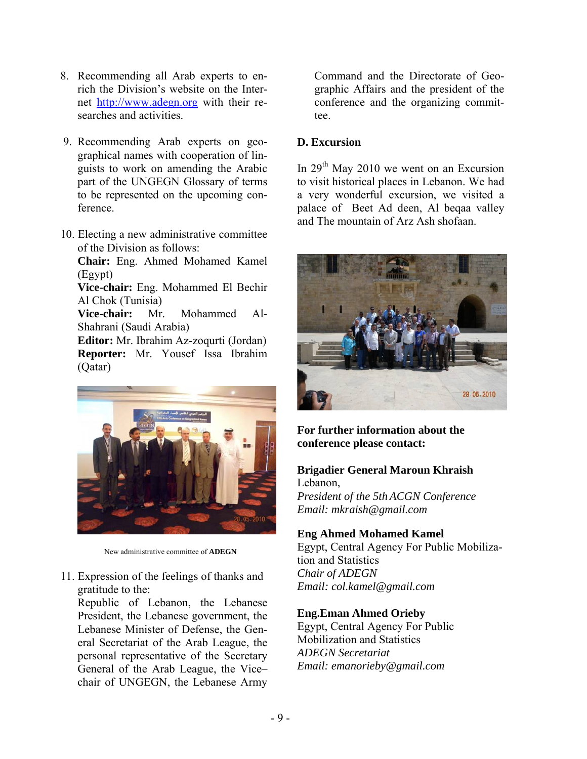8. Recommending all Arab experts to enrich the Division's website on the Internet http://www.adegn.org with their researches and activities.

9. Recommending Arab experts on geographical names with cooperation of linguists to work on amending the Arabic part of the UNGEGN Glossary of terms to be represented on the upcoming conference.

10. Electing a new administrative committee of the Division as follows:
    **Chair:** Eng. Ahmed Mohamed Kamel (Egypt)
    **Vice-chair:** Eng. Mohammed El Bechir Al Chok (Tunisia)
    **Vice-chair:** Mr. Mohammed Al-Shahrani (Saudi Arabia)
    **Editor:** Mr. Ibrahim Az-zoqurti (Jordan)
    **Reporter:** Mr. Yousef Issa Ibrahim (Qatar)

New administrative committee of **ADEGN**

11. Expression of the feelings of thanks and gratitude to the:
    Republic of Lebanon, the Lebanese President, the Lebanese government, the Lebanese Minister of Defense, the General Secretariat of the Arab League, the personal representative of the Secretary General of the Arab League, the Vice–chair of UNGEGN, the Lebanese Army Command and the Directorate of Geographic Affairs and the president of the conference and the organizing committee.

**D. Excursion**

In 29th May 2010 we went on an Excursion to visit historical places in Lebanon. We had a very wonderful excursion, we visited a palace of Beet Ad deen, Al beqaa valley and The mountain of Arz Ash shofaan.

**For further information about the conference please contact:**

**Brigadier General Maroun Khraish**
Lebanon,
*President of the 5th ACGN Conference*
*Email: mkraish@gmail.com*

**Eng Ahmed Mohamed Kamel**
Egypt, Central Agency For Public Mobilization and Statistics
*Chair of ADEGN*
*Email: col.kamel@gmail.com*

**Eng.Eman Ahmed Orieby**
Egypt, Central Agency For Public Mobilization and Statistics
*ADEGN Secretariat*
*Email: emanorieby@gmail.com*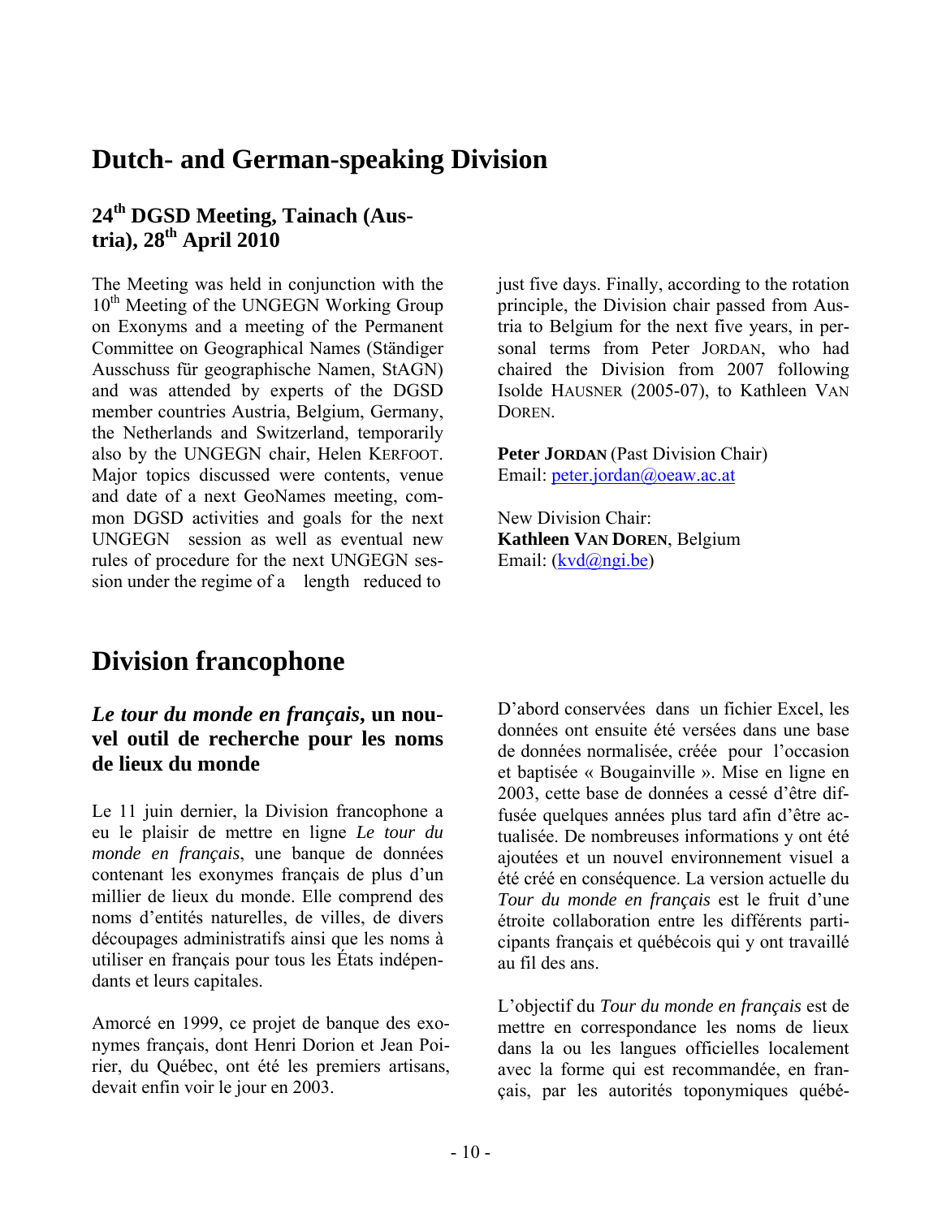# Dutch- and German-speaking Division

## 24th DGSD Meeting, Tainach (Austria), 28th April 2010

The Meeting was held in conjunction with the 10th Meeting of the UNGEGN Working Group on Exonyms and a meeting of the Permanent Committee on Geographical Names (Ständiger Ausschuss für geographische Namen, StAGN) and was attended by experts of the DGSD member countries Austria, Belgium, Germany, the Netherlands and Switzerland, temporarily also by the UNGEGN chair, Helen KERFOOT. Major topics discussed were contents, venue and date of a next GeoNames meeting, common DGSD activities and goals for the next UNGEGN session as well as eventual new rules of procedure for the next UNGEGN session under the regime of a length reduced to just five days. Finally, according to the rotation principle, the Division chair passed from Austria to Belgium for the next five years, in personal terms from Peter JORDAN, who had chaired the Division from 2007 following Isolde HAUSNER (2005-07), to Kathleen VAN DOREN.

**Peter JORDAN** (Past Division Chair)
Email: peter.jordan@oeaw.ac.at

New Division Chair:
**Kathleen VAN DOREN**, Belgium
Email: (kvd@ngi.be)

# Division francophone

## *Le tour du monde en français*, un nouvel outil de recherche pour les noms de lieux du monde

Le 11 juin dernier, la Division francophone a eu le plaisir de mettre en ligne *Le tour du monde en français*, une banque de données contenant les exonymes français de plus d'un millier de lieux du monde. Elle comprend des noms d'entités naturelles, de villes, de divers découpages administratifs ainsi que les noms à utiliser en français pour tous les États indépendants et leurs capitales.

Amorcé en 1999, ce projet de banque des exonymes français, dont Henri Dorion et Jean Poirier, du Québec, ont été les premiers artisans, devait enfin voir le jour en 2003.

D'abord conservées dans un fichier Excel, les données ont ensuite été versées dans une base de données normalisée, créée pour l'occasion et baptisée « Bougainville ». Mise en ligne en 2003, cette base de données a cessé d'être diffusée quelques années plus tard afin d'être actualisée. De nombreuses informations y ont été ajoutées et un nouvel environnement visuel a été créé en conséquence. La version actuelle du *Tour du monde en français* est le fruit d'une étroite collaboration entre les différents participants français et québécois qui y ont travaillé au fil des ans.

L'objectif du *Tour du monde en français* est de mettre en correspondance les noms de lieux dans la ou les langues officielles localement avec la forme qui est recommandée, en français, par les autorités toponymiques québé-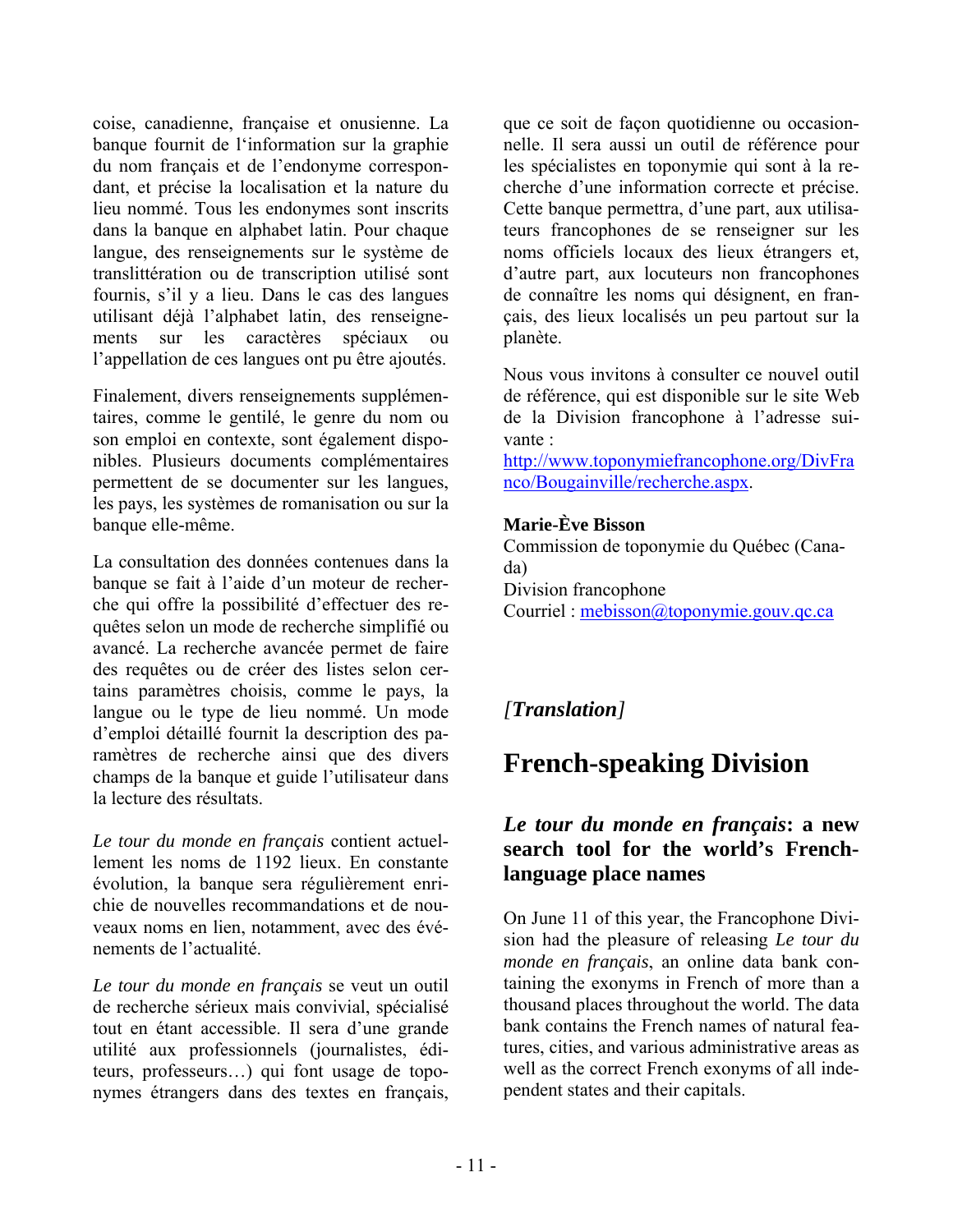coise, canadienne, française et onusienne. La banque fournit de l'information sur la graphie du nom français et de l'endonyme correspondant, et précise la localisation et la nature du lieu nommé. Tous les endonymes sont inscrits dans la banque en alphabet latin. Pour chaque langue, des renseignements sur le système de translittération ou de transcription utilisé sont fournis, s'il y a lieu. Dans le cas des langues utilisant déjà l'alphabet latin, des renseignements sur les caractères spéciaux ou l'appellation de ces langues ont pu être ajoutés.

Finalement, divers renseignements supplémentaires, comme le gentilé, le genre du nom ou son emploi en contexte, sont également disponibles. Plusieurs documents complémentaires permettent de se documenter sur les langues, les pays, les systèmes de romanisation ou sur la banque elle-même.

La consultation des données contenues dans la banque se fait à l'aide d'un moteur de recherche qui offre la possibilité d'effectuer des requêtes selon un mode de recherche simplifié ou avancé. La recherche avancée permet de faire des requêtes ou de créer des listes selon certains paramètres choisis, comme le pays, la langue ou le type de lieu nommé. Un mode d'emploi détaillé fournit la description des paramètres de recherche ainsi que des divers champs de la banque et guide l'utilisateur dans la lecture des résultats.

*Le tour du monde en français* contient actuellement les noms de 1192 lieux. En constante évolution, la banque sera régulièrement enrichie de nouvelles recommandations et de nouveaux noms en lien, notamment, avec des événements de l'actualité.

*Le tour du monde en français* se veut un outil de recherche sérieux mais convivial, spécialisé tout en étant accessible. Il sera d'une grande utilité aux professionnels (journalistes, éditeurs, professeurs…) qui font usage de toponymes étrangers dans des textes en français, que ce soit de façon quotidienne ou occasionnelle. Il sera aussi un outil de référence pour les spécialistes en toponymie qui sont à la recherche d'une information correcte et précise. Cette banque permettra, d'une part, aux utilisateurs francophones de se renseigner sur les noms officiels locaux des lieux étrangers et, d'autre part, aux locuteurs non francophones de connaître les noms qui désignent, en français, des lieux localisés un peu partout sur la planète.

Nous vous invitons à consulter ce nouvel outil de référence, qui est disponible sur le site Web de la Division francophone à l'adresse suivante :
http://www.toponymiefrancophone.org/DivFranco/Bougainville/recherche.aspx.

**Marie-Ève Bisson**
Commission de toponymie du Québec (Canada)
Division francophone
Courriel : mebisson@toponymie.gouv.qc.ca

*[Translation]*

# French-speaking Division

## *Le tour du monde en français*: a new search tool for the world's French-language place names

On June 11 of this year, the Francophone Division had the pleasure of releasing *Le tour du monde en français*, an online data bank containing the exonyms in French of more than a thousand places throughout the world. The data bank contains the French names of natural features, cities, and various administrative areas as well as the correct French exonyms of all independent states and their capitals.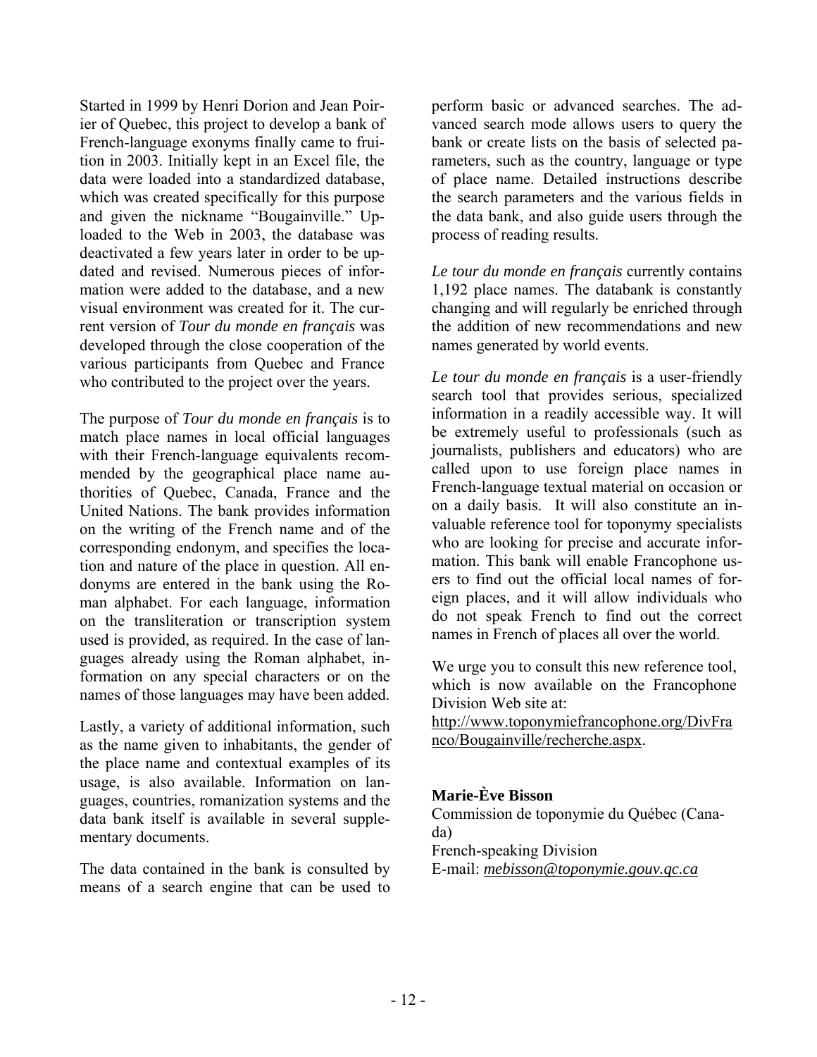Started in 1999 by Henri Dorion and Jean Poirier of Quebec, this project to develop a bank of French-language exonyms finally came to fruition in 2003. Initially kept in an Excel file, the data were loaded into a standardized database, which was created specifically for this purpose and given the nickname "Bougainville." Uploaded to the Web in 2003, the database was deactivated a few years later in order to be updated and revised. Numerous pieces of information were added to the database, and a new visual environment was created for it. The current version of *Tour du monde en français* was developed through the close cooperation of the various participants from Quebec and France who contributed to the project over the years.

The purpose of *Tour du monde en français* is to match place names in local official languages with their French-language equivalents recommended by the geographical place name authorities of Quebec, Canada, France and the United Nations. The bank provides information on the writing of the French name and of the corresponding endonym, and specifies the location and nature of the place in question. All endonyms are entered in the bank using the Roman alphabet. For each language, information on the transliteration or transcription system used is provided, as required. In the case of languages already using the Roman alphabet, information on any special characters or on the names of those languages may have been added.

Lastly, a variety of additional information, such as the name given to inhabitants, the gender of the place name and contextual examples of its usage, is also available. Information on languages, countries, romanization systems and the data bank itself is available in several supplementary documents.

The data contained in the bank is consulted by means of a search engine that can be used to perform basic or advanced searches. The advanced search mode allows users to query the bank or create lists on the basis of selected parameters, such as the country, language or type of place name. Detailed instructions describe the search parameters and the various fields in the data bank, and also guide users through the process of reading results.

*Le tour du monde en français* currently contains 1,192 place names. The databank is constantly changing and will regularly be enriched through the addition of new recommendations and new names generated by world events.

*Le tour du monde en français* is a user-friendly search tool that provides serious, specialized information in a readily accessible way. It will be extremely useful to professionals (such as journalists, publishers and educators) who are called upon to use foreign place names in French-language textual material on occasion or on a daily basis. It will also constitute an invaluable reference tool for toponymy specialists who are looking for precise and accurate information. This bank will enable Francophone users to find out the official local names of foreign places, and it will allow individuals who do not speak French to find out the correct names in French of places all over the world.

We urge you to consult this new reference tool, which is now available on the Francophone Division Web site at:
http://www.toponymiefrancophone.org/DivFranco/Bougainville/recherche.aspx.

**Marie-Ève Bisson**
Commission de toponymie du Québec (Canada)
French-speaking Division
E-mail: *mebisson@toponymie.gouv.qc.ca*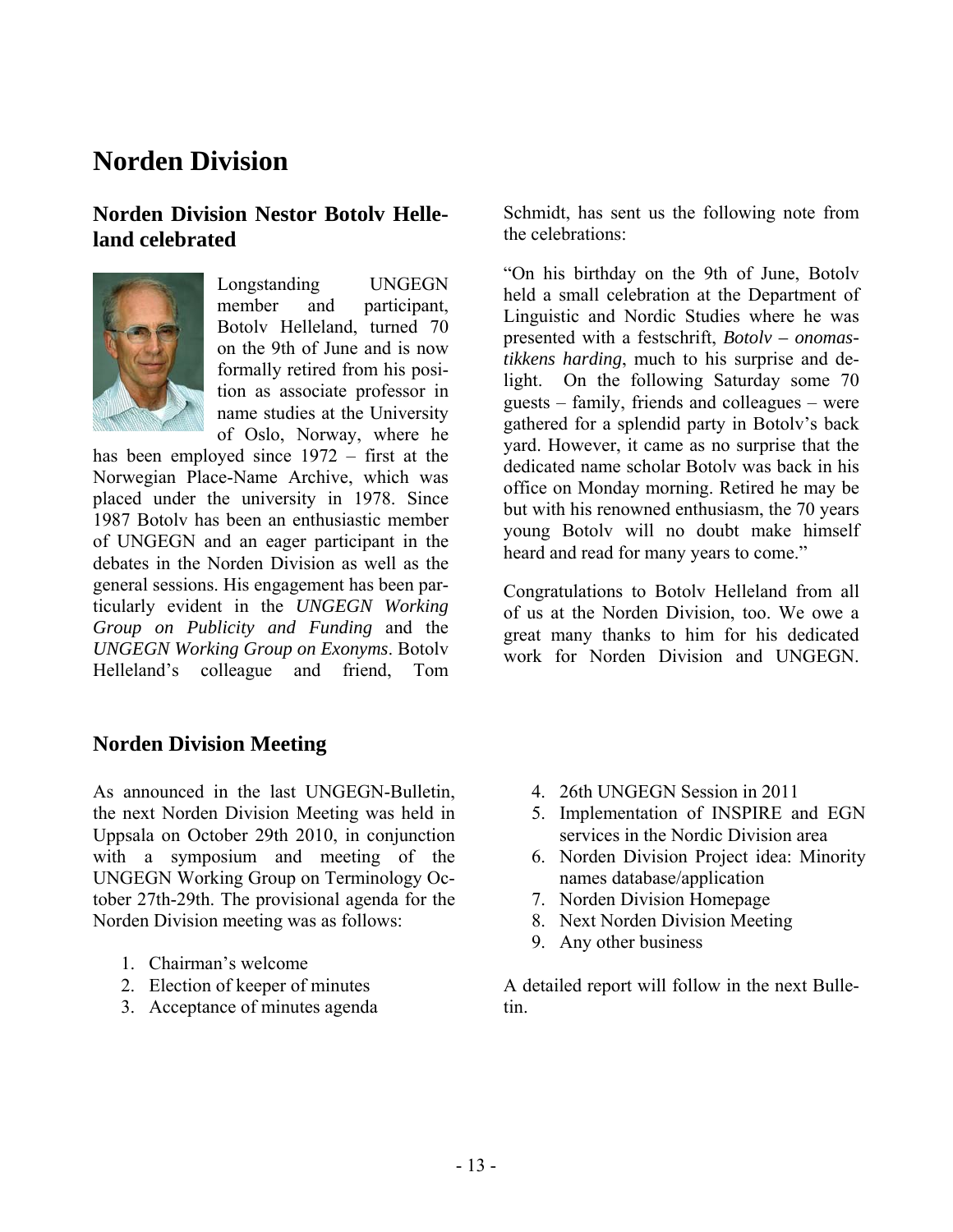# Norden Division

## Norden Division Nestor Botolv Helleland celebrated

Longstanding UNGEGN member and participant, Botolv Helleland, turned 70 on the 9th of June and is now formally retired from his position as associate professor in name studies at the University of Oslo, Norway, where he has been employed since 1972 – first at the Norwegian Place-Name Archive, which was placed under the university in 1978. Since 1987 Botolv has been an enthusiastic member of UNGEGN and an eager participant in the debates in the Norden Division as well as the general sessions. His engagement has been particularly evident in the *UNGEGN Working Group on Publicity and Funding* and the *UNGEGN Working Group on Exonyms*. Botolv Helleland's colleague and friend, Tom Schmidt, has sent us the following note from the celebrations:

"On his birthday on the 9th of June, Botolv held a small celebration at the Department of Linguistic and Nordic Studies where he was presented with a festschrift, *Botolv – onomastikkens harding*, much to his surprise and delight. On the following Saturday some 70 guests – family, friends and colleagues – were gathered for a splendid party in Botolv's back yard. However, it came as no surprise that the dedicated name scholar Botolv was back in his office on Monday morning. Retired he may be but with his renowned enthusiasm, the 70 years young Botolv will no doubt make himself heard and read for many years to come."

Congratulations to Botolv Helleland from all of us at the Norden Division, too. We owe a great many thanks to him for his dedicated work for Norden Division and UNGEGN.

## Norden Division Meeting

As announced in the last UNGEGN-Bulletin, the next Norden Division Meeting was held in Uppsala on October 29th 2010, in conjunction with a symposium and meeting of the UNGEGN Working Group on Terminology October 27th-29th. The provisional agenda for the Norden Division meeting was as follows:

1. Chairman's welcome
2. Election of keeper of minutes
3. Acceptance of minutes agenda
4. 26th UNGEGN Session in 2011
5. Implementation of INSPIRE and EGN services in the Nordic Division area
6. Norden Division Project idea: Minority names database/application
7. Norden Division Homepage
8. Next Norden Division Meeting
9. Any other business

A detailed report will follow in the next Bulletin.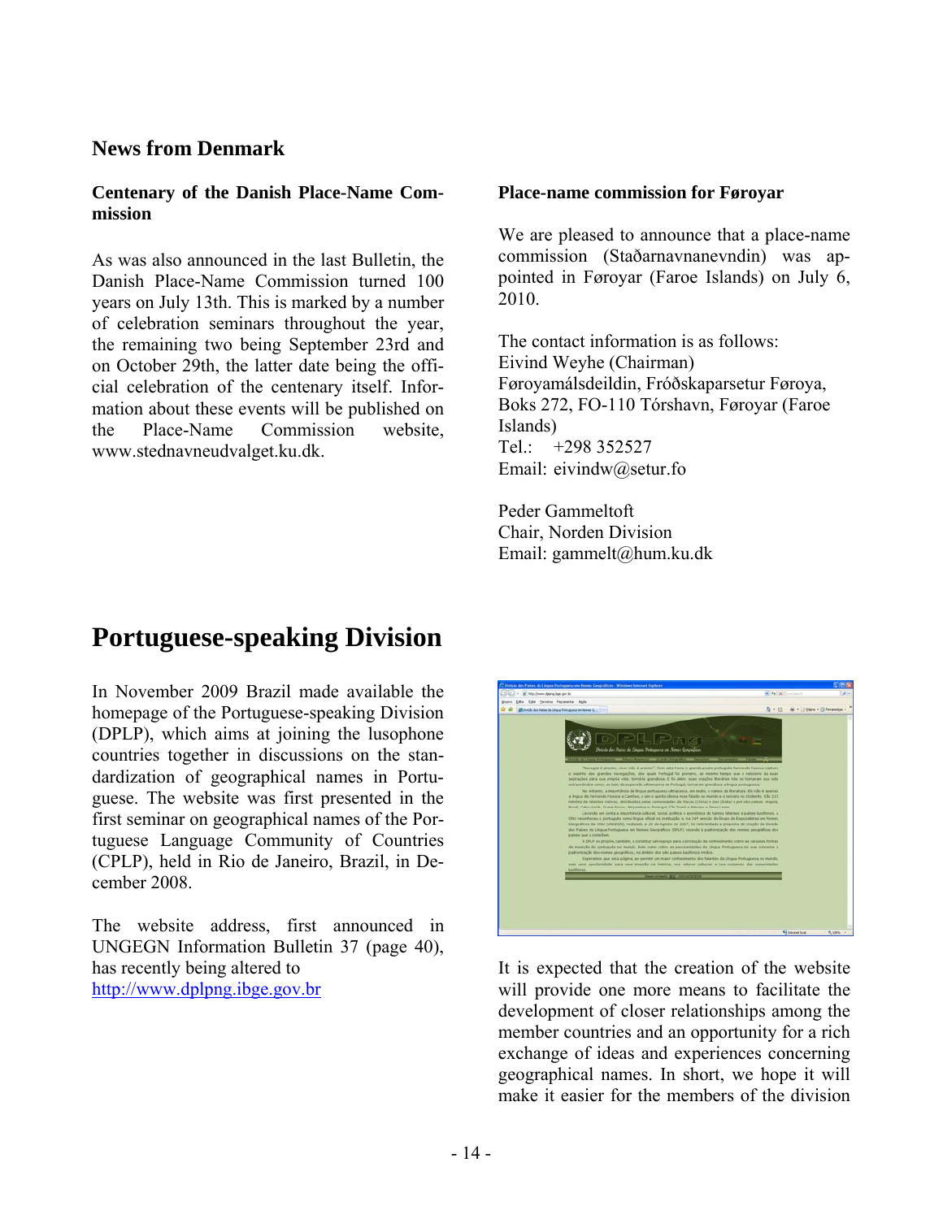## News from Denmark

### Centenary of the Danish Place-Name Commission

As was also announced in the last Bulletin, the Danish Place-Name Commission turned 100 years on July 13th. This is marked by a number of celebration seminars throughout the year, the remaining two being September 23rd and on October 29th, the latter date being the official celebration of the centenary itself. Information about these events will be published on the Place-Name Commission website, www.stednavneudvalget.ku.dk.

### Place-name commission for Føroyar

We are pleased to announce that a place-name commission (Staðarnavnanevndin) was appointed in Føroyar (Faroe Islands) on July 6, 2010.

The contact information is as follows:
Eivind Weyhe (Chairman)
Føroyamálsdeildin, Fróðskaparsetur Føroya, Boks 272, FO-110 Tórshavn, Føroyar (Faroe Islands)
Tel.: +298 352527
Email: eivindw@setur.fo

Peder Gammeltoft
Chair, Norden Division
Email: gammelt@hum.ku.dk

# Portuguese-speaking Division

In November 2009 Brazil made available the homepage of the Portuguese-speaking Division (DPLP), which aims at joining the lusophone countries together in discussions on the standardization of geographical names in Portuguese. The website was first presented in the first seminar on geographical names of the Portuguese Language Community of Countries (CPLP), held in Rio de Janeiro, Brazil, in December 2008.

The website address, first announced in UNGEGN Information Bulletin 37 (page 40), has recently being altered to http://www.dplpng.ibge.gov.br

It is expected that the creation of the website will provide one more means to facilitate the development of closer relationships among the member countries and an opportunity for a rich exchange of ideas and experiences concerning geographical names. In short, we hope it will make it easier for the members of the division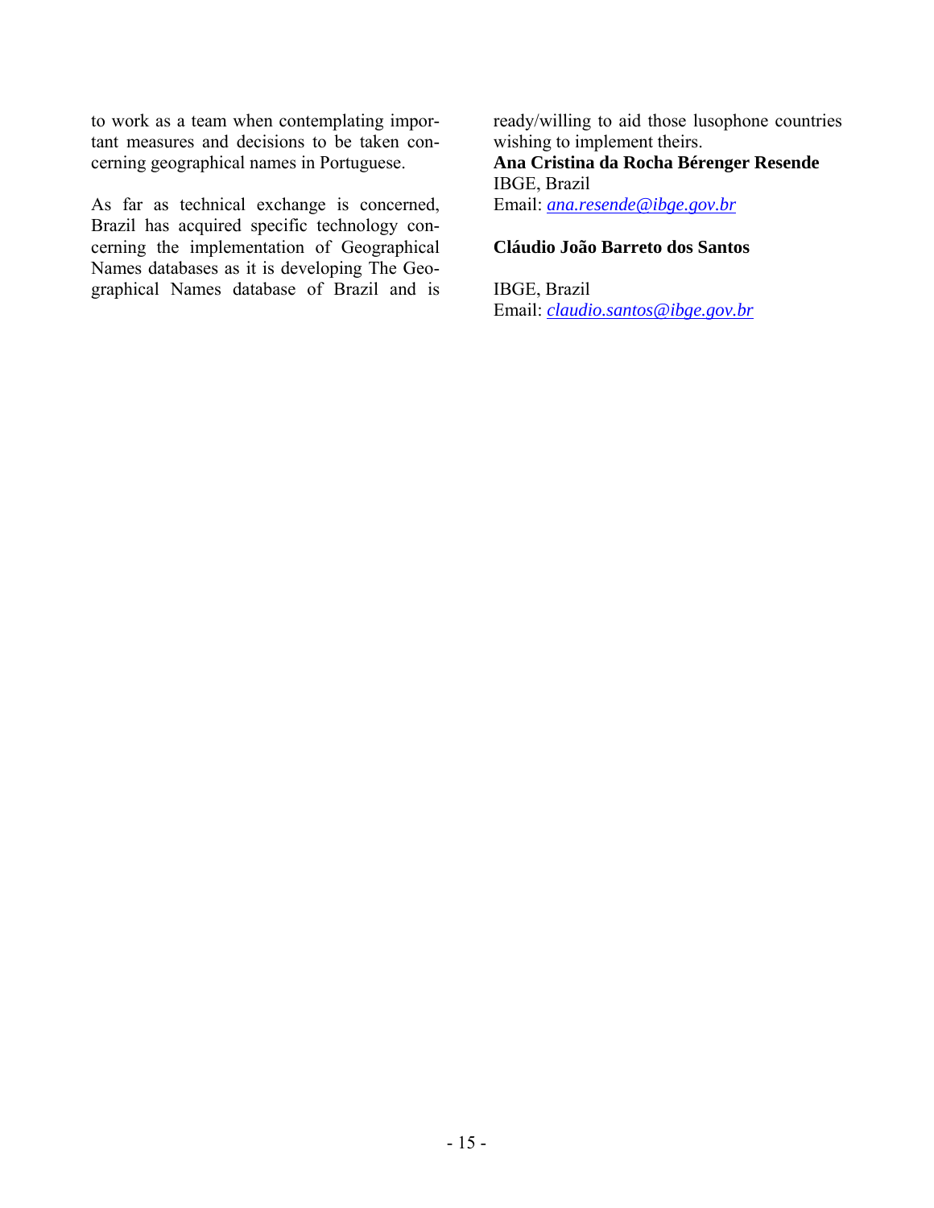to work as a team when contemplating important measures and decisions to be taken concerning geographical names in Portuguese.

As far as technical exchange is concerned, Brazil has acquired specific technology concerning the implementation of Geographical Names databases as it is developing The Geographical Names database of Brazil and is ready/willing to aid those lusophone countries wishing to implement theirs.

**Ana Cristina da Rocha Bérenger Resende**
IBGE, Brazil
Email: *ana.resende@ibge.gov.br*

**Cláudio João Barreto dos Santos**

IBGE, Brazil
Email: *claudio.santos@ibge.gov.br*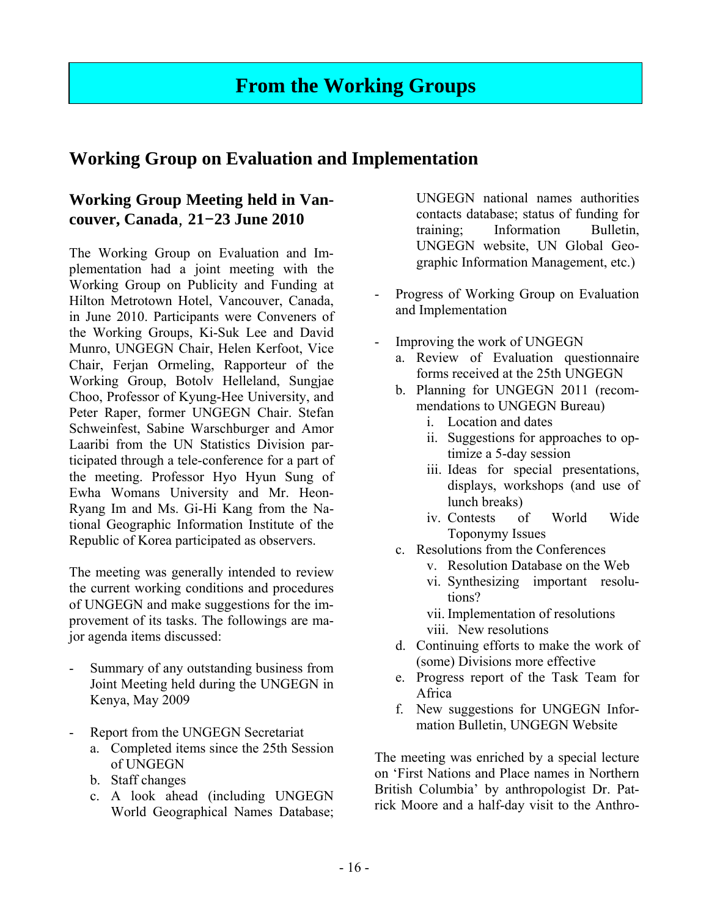# From the Working Groups

## Working Group on Evaluation and Implementation

### Working Group Meeting held in Vancouver, Canada, 21−23 June 2010

The Working Group on Evaluation and Implementation had a joint meeting with the Working Group on Publicity and Funding at Hilton Metrotown Hotel, Vancouver, Canada, in June 2010. Participants were Conveners of the Working Groups, Ki-Suk Lee and David Munro, UNGEGN Chair, Helen Kerfoot, Vice Chair, Ferjan Ormeling, Rapporteur of the Working Group, Botolv Helleland, Sungjae Choo, Professor of Kyung-Hee University, and Peter Raper, former UNGEGN Chair. Stefan Schweinfest, Sabine Warschburger and Amor Laaribi from the UN Statistics Division participated through a tele-conference for a part of the meeting. Professor Hyo Hyun Sung of Ewha Womans University and Mr. Heon-Ryang Im and Ms. Gi-Hi Kang from the National Geographic Information Institute of the Republic of Korea participated as observers.

The meeting was generally intended to review the current working conditions and procedures of UNGEGN and make suggestions for the improvement of its tasks. The followings are major agenda items discussed:

- Summary of any outstanding business from Joint Meeting held during the UNGEGN in Kenya, May 2009

- Report from the UNGEGN Secretariat
  a. Completed items since the 25th Session of UNGEGN
  b. Staff changes
  c. A look ahead (including UNGEGN World Geographical Names Database; UNGEGN national names authorities contacts database; status of funding for training; Information Bulletin, UNGEGN website, UN Global Geographic Information Management, etc.)

- Progress of Working Group on Evaluation and Implementation

- Improving the work of UNGEGN
  a. Review of Evaluation questionnaire forms received at the 25th UNGEGN
  b. Planning for UNGEGN 2011 (recommendations to UNGEGN Bureau)
     i. Location and dates
     ii. Suggestions for approaches to optimize a 5-day session
     iii. Ideas for special presentations, displays, workshops (and use of lunch breaks)
     iv. Contests of World Wide Toponymy Issues
  c. Resolutions from the Conferences
     v. Resolution Database on the Web
     vi. Synthesizing important resolutions?
     vii. Implementation of resolutions
     viii. New resolutions
  d. Continuing efforts to make the work of (some) Divisions more effective
  e. Progress report of the Task Team for Africa
  f. New suggestions for UNGEGN Information Bulletin, UNGEGN Website

The meeting was enriched by a special lecture on 'First Nations and Place names in Northern British Columbia' by anthropologist Dr. Patrick Moore and a half-day visit to the Anthro-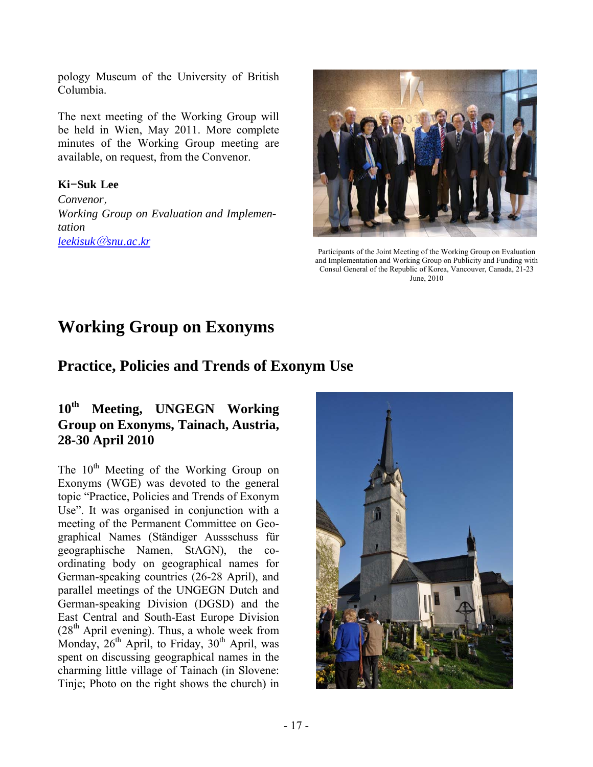pology Museum of the University of British Columbia.

The next meeting of the Working Group will be held in Wien, May 2011. More complete minutes of the Working Group meeting are available, on request, from the Convenor.

**Ki−Suk Lee**
*Convenor,*
*Working Group on Evaluation and Implementation*
*leekisuk@snu.ac.kr*

Participants of the Joint Meeting of the Working Group on Evaluation and Implementation and Working Group on Publicity and Funding with Consul General of the Republic of Korea, Vancouver, Canada, 21-23 June, 2010

# Working Group on Exonyms

## Practice, Policies and Trends of Exonym Use

### 10th Meeting, UNGEGN Working Group on Exonyms, Tainach, Austria, 28-30 April 2010

The 10th Meeting of the Working Group on Exonyms (WGE) was devoted to the general topic "Practice, Policies and Trends of Exonym Use". It was organised in conjunction with a meeting of the Permanent Committee on Geographical Names (Ständiger Ausssschuss für geographische Namen, StAGN), the co-ordinating body on geographical names for German-speaking countries (26-28 April), and parallel meetings of the UNGEGN Dutch and German-speaking Division (DGSD) and the East Central and South-East Europe Division (28th April evening). Thus, a whole week from Monday, 26th April, to Friday, 30th April, was spent on discussing geographical names in the charming little village of Tainach (in Slovene: Tinje; Photo on the right shows the church) in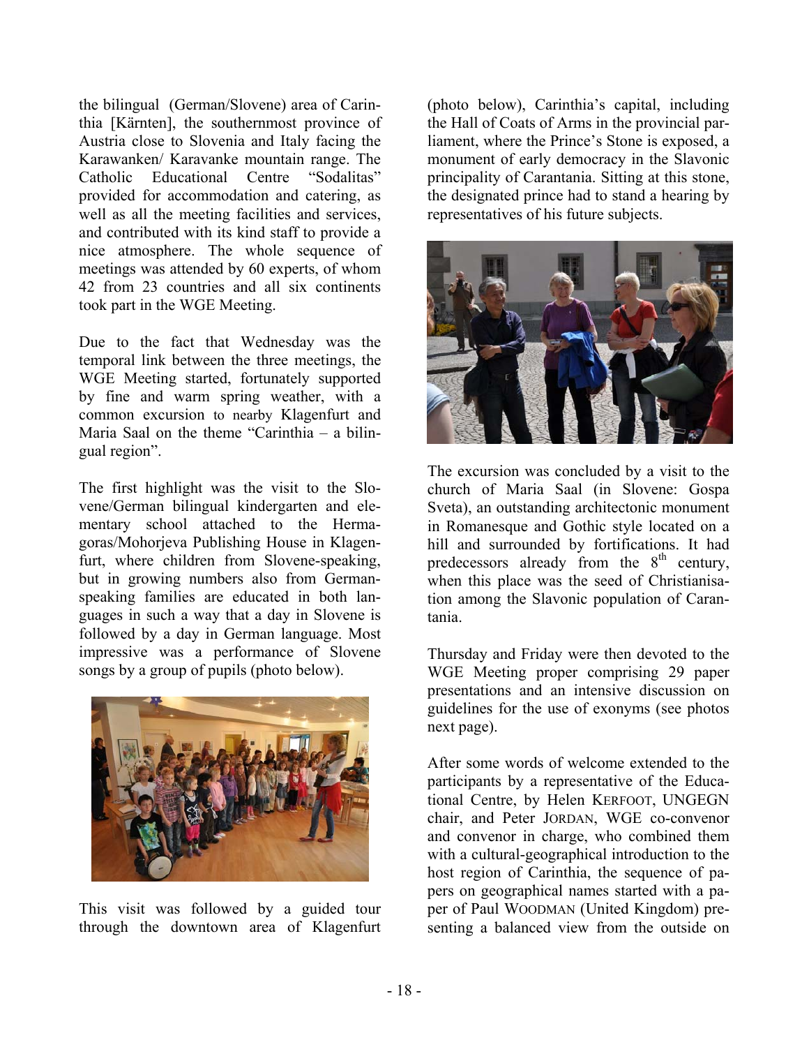the bilingual (German/Slovene) area of Carinthia [Kärnten], the southernmost province of Austria close to Slovenia and Italy facing the Karawanken/ Karavanke mountain range. The Catholic Educational Centre "Sodalitas" provided for accommodation and catering, as well as all the meeting facilities and services, and contributed with its kind staff to provide a nice atmosphere. The whole sequence of meetings was attended by 60 experts, of whom 42 from 23 countries and all six continents took part in the WGE Meeting.

Due to the fact that Wednesday was the temporal link between the three meetings, the WGE Meeting started, fortunately supported by fine and warm spring weather, with a common excursion to nearby Klagenfurt and Maria Saal on the theme "Carinthia – a bilingual region".

The first highlight was the visit to the Slovene/German bilingual kindergarten and elementary school attached to the Hermagoras/Mohorjeva Publishing House in Klagenfurt, where children from Slovene-speaking, but in growing numbers also from German-speaking families are educated in both languages in such a way that a day in Slovene is followed by a day in German language. Most impressive was a performance of Slovene songs by a group of pupils (photo below).

This visit was followed by a guided tour through the downtown area of Klagenfurt (photo below), Carinthia's capital, including the Hall of Coats of Arms in the provincial parliament, where the Prince's Stone is exposed, a monument of early democracy in the Slavonic principality of Carantania. Sitting at this stone, the designated prince had to stand a hearing by representatives of his future subjects.

The excursion was concluded by a visit to the church of Maria Saal (in Slovene: Gospa Sveta), an outstanding architectonic monument in Romanesque and Gothic style located on a hill and surrounded by fortifications. It had predecessors already from the 8th century, when this place was the seed of Christianisation among the Slavonic population of Carantania.

Thursday and Friday were then devoted to the WGE Meeting proper comprising 29 paper presentations and an intensive discussion on guidelines for the use of exonyms (see photos next page).

After some words of welcome extended to the participants by a representative of the Educational Centre, by Helen KERFOOT, UNGEGN chair, and Peter JORDAN, WGE co-convenor and convenor in charge, who combined them with a cultural-geographical introduction to the host region of Carinthia, the sequence of papers on geographical names started with a paper of Paul WOODMAN (United Kingdom) presenting a balanced view from the outside on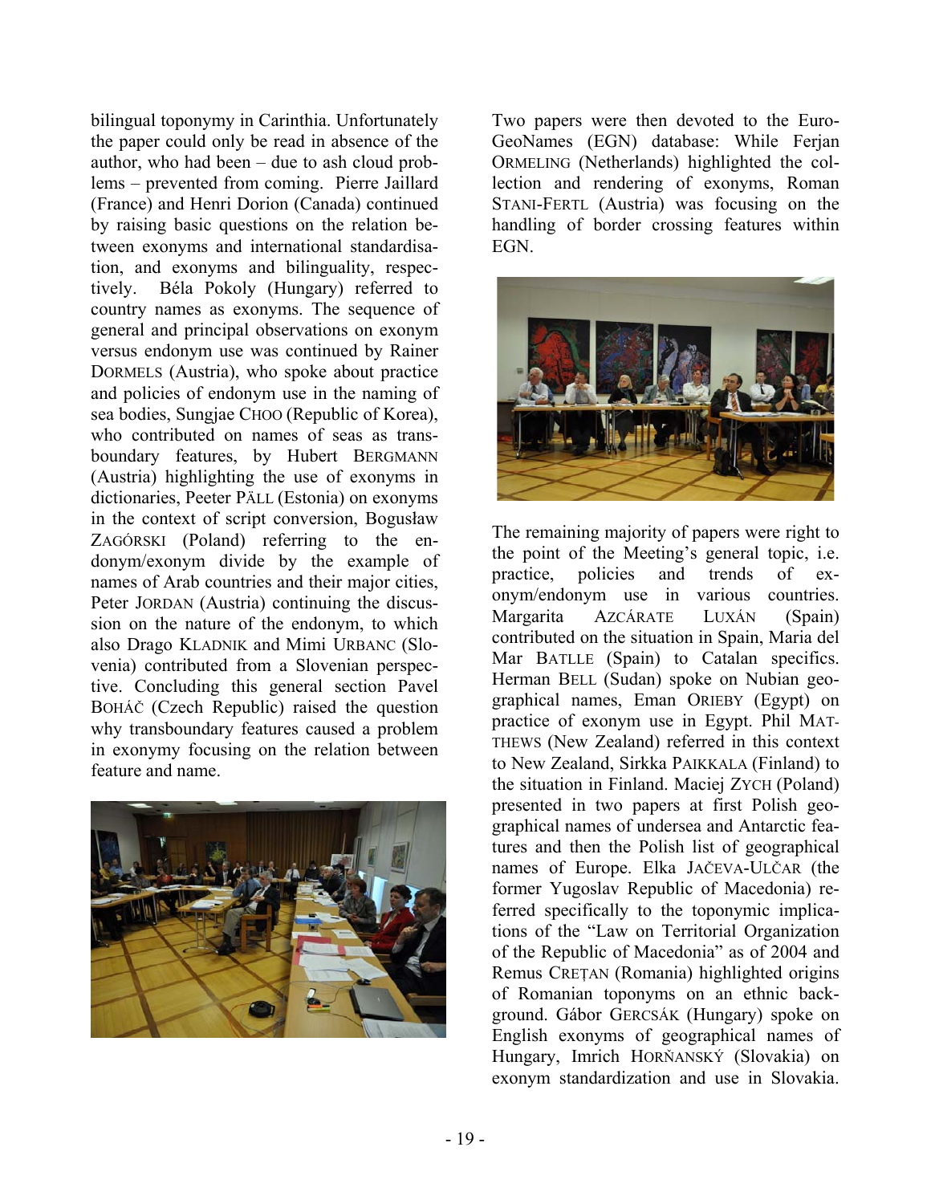bilingual toponymy in Carinthia. Unfortunately the paper could only be read in absence of the author, who had been – due to ash cloud problems – prevented from coming. Pierre Jaillard (France) and Henri Dorion (Canada) continued by raising basic questions on the relation between exonyms and international standardisation, and exonyms and bilinguality, respectively. Béla Pokoly (Hungary) referred to country names as exonyms. The sequence of general and principal observations on exonym versus endonym use was continued by Rainer DORMELS (Austria), who spoke about practice and policies of endonym use in the naming of sea bodies, Sungjae CHOO (Republic of Korea), who contributed on names of seas as transboundary features, by Hubert BERGMANN (Austria) highlighting the use of exonyms in dictionaries, Peeter PÄLL (Estonia) on exonyms in the context of script conversion, Bogusław ZAGÓRSKI (Poland) referring to the endonym/exonym divide by the example of names of Arab countries and their major cities, Peter JORDAN (Austria) continuing the discussion on the nature of the endonym, to which also Drago KLADNIK and Mimi URBANC (Slovenia) contributed from a Slovenian perspective. Concluding this general section Pavel BOHÁČ (Czech Republic) raised the question why transboundary features caused a problem in exonymy focusing on the relation between feature and name.

Two papers were then devoted to the EuroGeoNames (EGN) database: While Ferjan ORMELING (Netherlands) highlighted the collection and rendering of exonyms, Roman STANI-FERTL (Austria) was focusing on the handling of border crossing features within EGN.

The remaining majority of papers were right to the point of the Meeting's general topic, i.e. practice, policies and trends of exonym/endonym use in various countries. Margarita AZCÁRATE LUXÁN (Spain) contributed on the situation in Spain, Maria del Mar BATLLE (Spain) to Catalan specifics. Herman BELL (Sudan) spoke on Nubian geographical names, Eman ORIEBY (Egypt) on practice of exonym use in Egypt. Phil MATTHEWS (New Zealand) referred in this context to New Zealand, Sirkka PAIKKALA (Finland) to the situation in Finland. Maciej ZYCH (Poland) presented in two papers at first Polish geographical names of undersea and Antarctic features and then the Polish list of geographical names of Europe. Elka JAČEVA-ULČAR (the former Yugoslav Republic of Macedonia) referred specifically to the toponymic implications of the "Law on Territorial Organization of the Republic of Macedonia" as of 2004 and Remus CREȚAN (Romania) highlighted origins of Romanian toponyms on an ethnic background. Gábor GERCSÁK (Hungary) spoke on English exonyms of geographical names of Hungary, Imrich HORŇANSKÝ (Slovakia) on exonym standardization and use in Slovakia.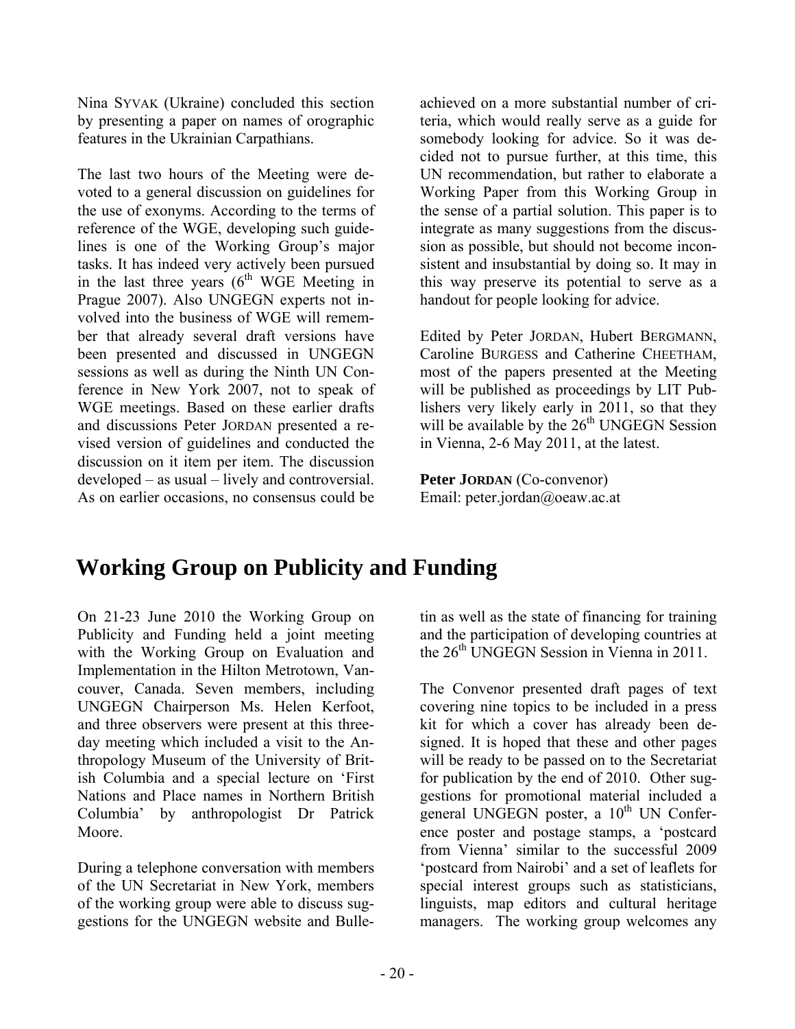Nina SYVAK (Ukraine) concluded this section by presenting a paper on names of orographic features in the Ukrainian Carpathians.

The last two hours of the Meeting were devoted to a general discussion on guidelines for the use of exonyms. According to the terms of reference of the WGE, developing such guidelines is one of the Working Group's major tasks. It has indeed very actively been pursued in the last three years (6th WGE Meeting in Prague 2007). Also UNGEGN experts not involved into the business of WGE will remember that already several draft versions have been presented and discussed in UNGEGN sessions as well as during the Ninth UN Conference in New York 2007, not to speak of WGE meetings. Based on these earlier drafts and discussions Peter JORDAN presented a revised version of guidelines and conducted the discussion on it item per item. The discussion developed – as usual – lively and controversial. As on earlier occasions, no consensus could be achieved on a more substantial number of criteria, which would really serve as a guide for somebody looking for advice. So it was decided not to pursue further, at this time, this UN recommendation, but rather to elaborate a Working Paper from this Working Group in the sense of a partial solution. This paper is to integrate as many suggestions from the discussion as possible, but should not become inconsistent and insubstantial by doing so. It may in this way preserve its potential to serve as a handout for people looking for advice.

Edited by Peter JORDAN, Hubert BERGMANN, Caroline BURGESS and Catherine CHEETHAM, most of the papers presented at the Meeting will be published as proceedings by LIT Publishers very likely early in 2011, so that they will be available by the 26th UNGEGN Session in Vienna, 2-6 May 2011, at the latest.

**Peter JORDAN** (Co-convenor)
Email: peter.jordan@oeaw.ac.at

# Working Group on Publicity and Funding

On 21-23 June 2010 the Working Group on Publicity and Funding held a joint meeting with the Working Group on Evaluation and Implementation in the Hilton Metrotown, Vancouver, Canada. Seven members, including UNGEGN Chairperson Ms. Helen Kerfoot, and three observers were present at this three-day meeting which included a visit to the Anthropology Museum of the University of British Columbia and a special lecture on 'First Nations and Place names in Northern British Columbia' by anthropologist Dr Patrick Moore.

During a telephone conversation with members of the UN Secretariat in New York, members of the working group were able to discuss suggestions for the UNGEGN website and Bulletin as well as the state of financing for training and the participation of developing countries at the 26th UNGEGN Session in Vienna in 2011.

The Convenor presented draft pages of text covering nine topics to be included in a press kit for which a cover has already been designed. It is hoped that these and other pages will be ready to be passed on to the Secretariat for publication by the end of 2010. Other suggestions for promotional material included a general UNGEGN poster, a 10th UN Conference poster and postage stamps, a 'postcard from Vienna' similar to the successful 2009 'postcard from Nairobi' and a set of leaflets for special interest groups such as statisticians, linguists, map editors and cultural heritage managers. The working group welcomes any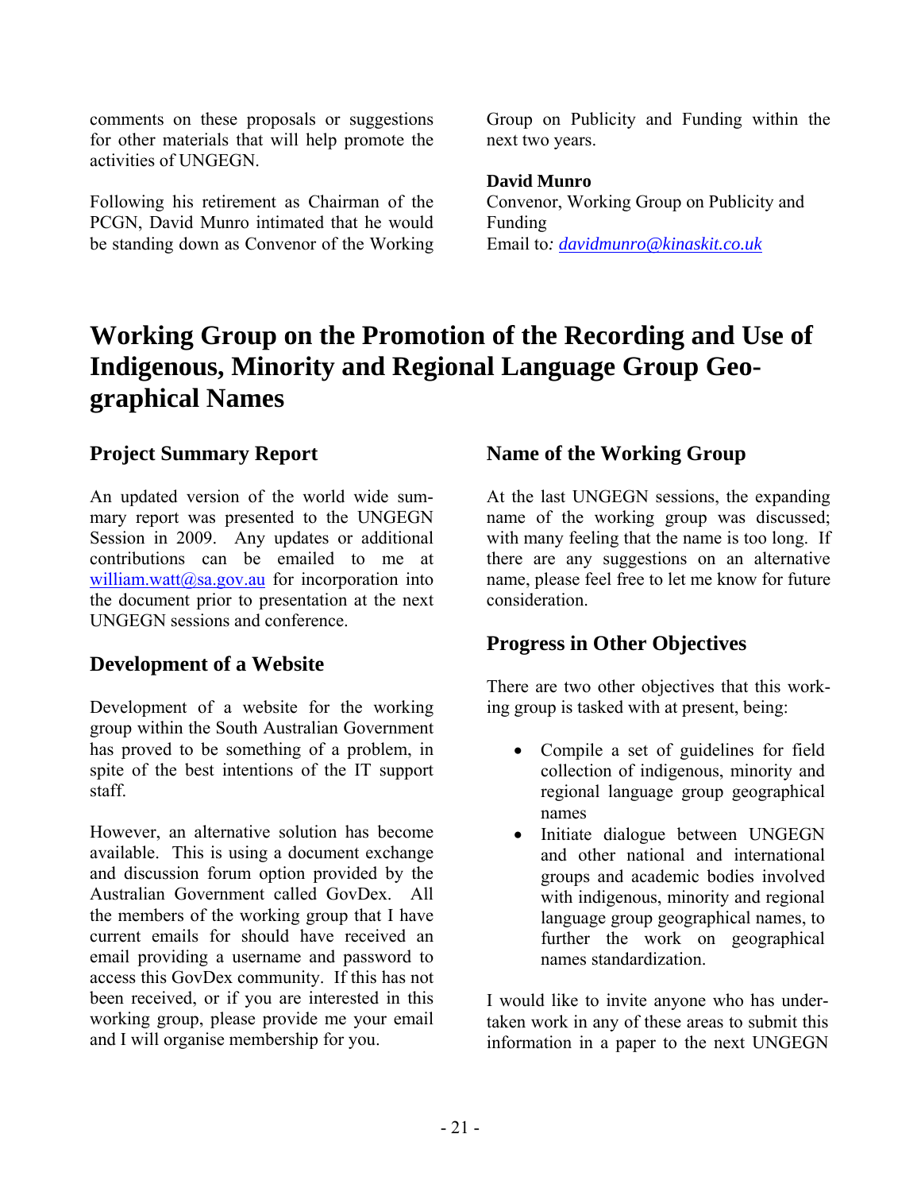comments on these proposals or suggestions for other materials that will help promote the activities of UNGEGN.

Following his retirement as Chairman of the PCGN, David Munro intimated that he would be standing down as Convenor of the Working Group on Publicity and Funding within the next two years.

**David Munro**
Convenor, Working Group on Publicity and Funding
Email to: *davidmunro@kinaskit.co.uk*

# Working Group on the Promotion of the Recording and Use of Indigenous, Minority and Regional Language Group Geographical Names

## Project Summary Report

An updated version of the world wide summary report was presented to the UNGEGN Session in 2009. Any updates or additional contributions can be emailed to me at william.watt@sa.gov.au for incorporation into the document prior to presentation at the next UNGEGN sessions and conference.

## Development of a Website

Development of a website for the working group within the South Australian Government has proved to be something of a problem, in spite of the best intentions of the IT support staff.

However, an alternative solution has become available. This is using a document exchange and discussion forum option provided by the Australian Government called GovDex. All the members of the working group that I have current emails for should have received an email providing a username and password to access this GovDex community. If this has not been received, or if you are interested in this working group, please provide me your email and I will organise membership for you.

## Name of the Working Group

At the last UNGEGN sessions, the expanding name of the working group was discussed; with many feeling that the name is too long. If there are any suggestions on an alternative name, please feel free to let me know for future consideration.

## Progress in Other Objectives

There are two other objectives that this working group is tasked with at present, being:

- Compile a set of guidelines for field collection of indigenous, minority and regional language group geographical names
- Initiate dialogue between UNGEGN and other national and international groups and academic bodies involved with indigenous, minority and regional language group geographical names, to further the work on geographical names standardization.

I would like to invite anyone who has undertaken work in any of these areas to submit this information in a paper to the next UNGEGN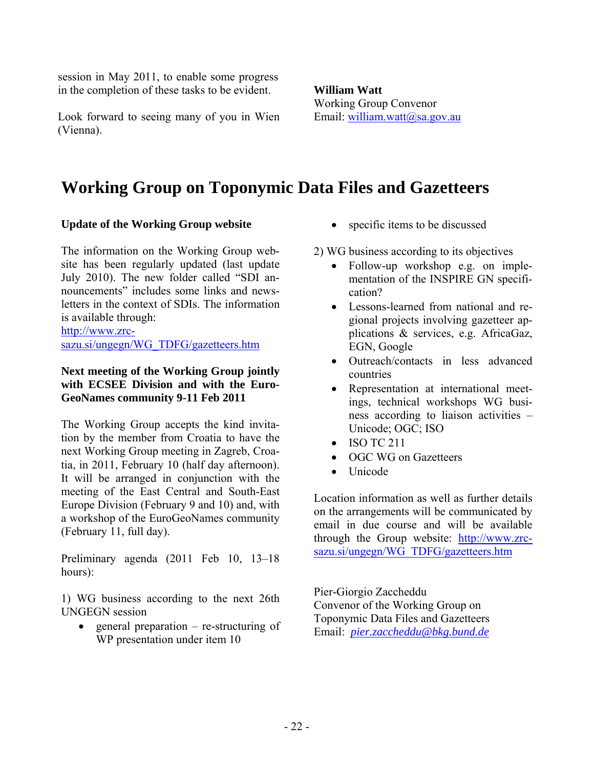session in May 2011, to enable some progress in the completion of these tasks to be evident.

Look forward to seeing many of you in Wien (Vienna).

**William Watt**
Working Group Convenor
Email: william.watt@sa.gov.au

# Working Group on Toponymic Data Files and Gazetteers

**Update of the Working Group website**

The information on the Working Group website has been regularly updated (last update July 2010). The new folder called "SDI announcements" includes some links and newsletters in the context of SDIs. The information is available through:
http://www.zrc-sazu.si/ungegn/WG_TDFG/gazetteers.htm

**Next meeting of the Working Group jointly with ECSEE Division and with the EuroGeoNames community 9-11 Feb 2011**

The Working Group accepts the kind invitation by the member from Croatia to have the next Working Group meeting in Zagreb, Croatia, in 2011, February 10 (half day afternoon). It will be arranged in conjunction with the meeting of the East Central and South-East Europe Division (February 9 and 10) and, with a workshop of the EuroGeoNames community (February 11, full day).

Preliminary agenda (2011 Feb 10, 13–18 hours):

1) WG business according to the next 26th UNGEGN session
- general preparation – re-structuring of WP presentation under item 10
- specific items to be discussed

2) WG business according to its objectives
- Follow-up workshop e.g. on implementation of the INSPIRE GN specification?
- Lessons-learned from national and regional projects involving gazetteer applications & services, e.g. AfricaGaz, EGN, Google
- Outreach/contacts in less advanced countries
- Representation at international meetings, technical workshops WG business according to liaison activities – Unicode; OGC; ISO
- ISO TC 211
- OGC WG on Gazetteers
- Unicode

Location information as well as further details on the arrangements will be communicated by email in due course and will be available through the Group website: http://www.zrc-sazu.si/ungegn/WG_TDFG/gazetteers.htm

Pier-Giorgio Zaccheddu
Convenor of the Working Group on Toponymic Data Files and Gazetteers
Email: *pier.zaccheddu@bkg.bund.de*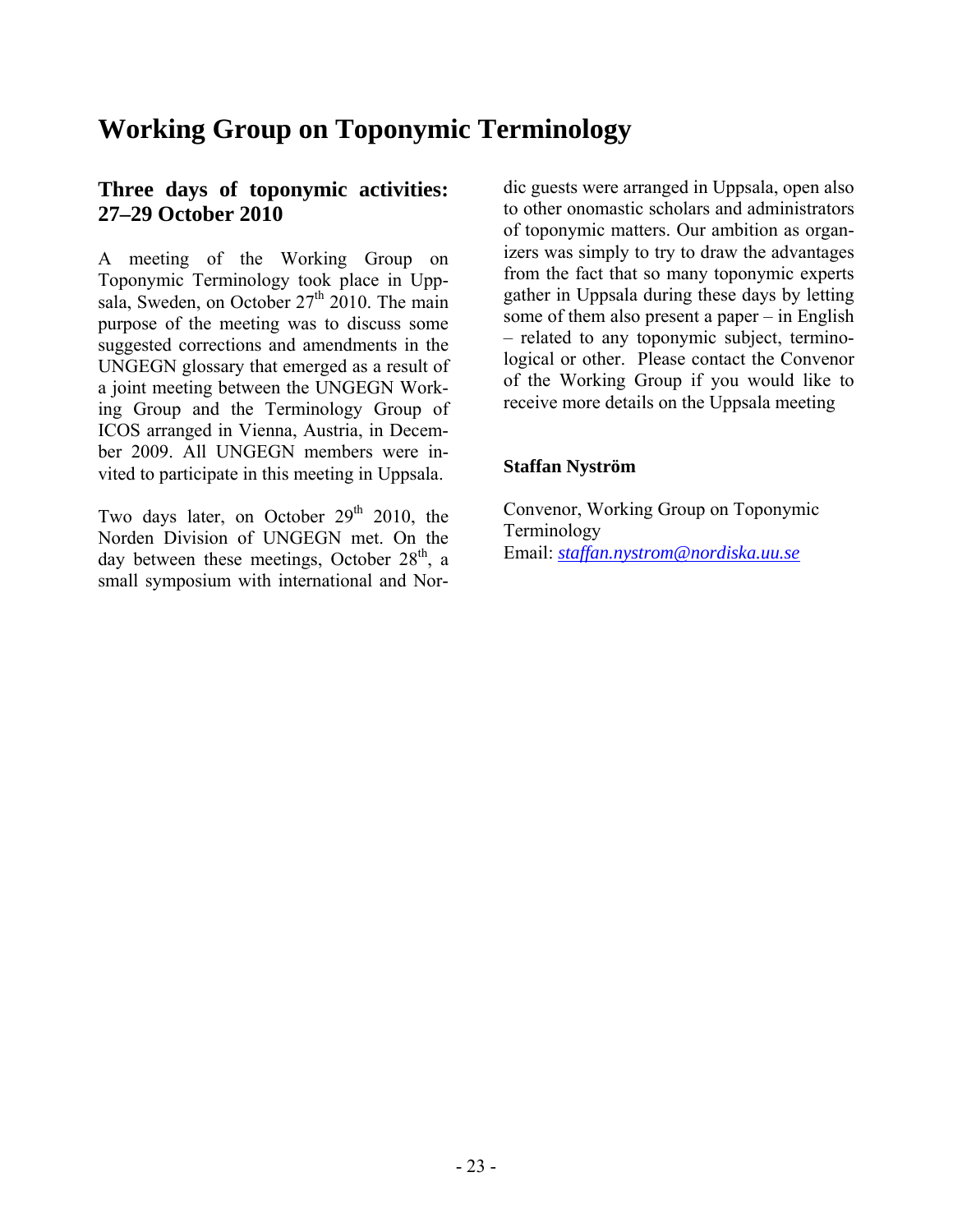# Working Group on Toponymic Terminology

## Three days of toponymic activities: 27–29 October 2010

A meeting of the Working Group on Toponymic Terminology took place in Uppsala, Sweden, on October 27th 2010. The main purpose of the meeting was to discuss some suggested corrections and amendments in the UNGEGN glossary that emerged as a result of a joint meeting between the UNGEGN Working Group and the Terminology Group of ICOS arranged in Vienna, Austria, in December 2009. All UNGEGN members were invited to participate in this meeting in Uppsala.

Two days later, on October 29th 2010, the Norden Division of UNGEGN met. On the day between these meetings, October 28th, a small symposium with international and Nordic guests were arranged in Uppsala, open also to other onomastic scholars and administrators of toponymic matters. Our ambition as organizers was simply to try to draw the advantages from the fact that so many toponymic experts gather in Uppsala during these days by letting some of them also present a paper – in English – related to any toponymic subject, terminological or other. Please contact the Convenor of the Working Group if you would like to receive more details on the Uppsala meeting

**Staffan Nyström**

Convenor, Working Group on Toponymic Terminology
Email: *staffan.nystrom@nordiska.uu.se*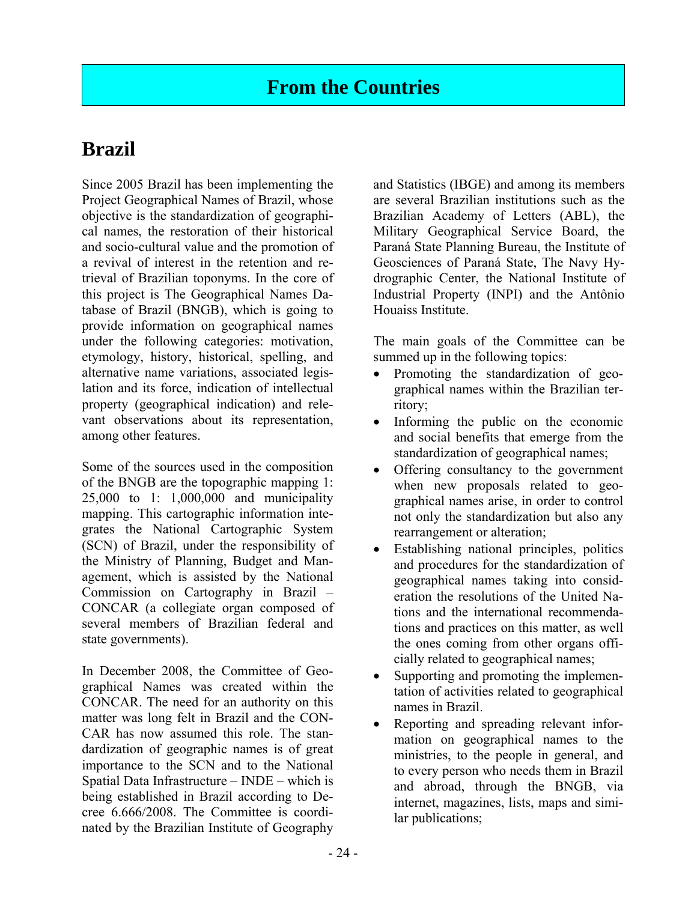# From the Countries

## Brazil

Since 2005 Brazil has been implementing the Project Geographical Names of Brazil, whose objective is the standardization of geographical names, the restoration of their historical and socio-cultural value and the promotion of a revival of interest in the retention and retrieval of Brazilian toponyms. In the core of this project is The Geographical Names Database of Brazil (BNGB), which is going to provide information on geographical names under the following categories: motivation, etymology, history, historical, spelling, and alternative name variations, associated legislation and its force, indication of intellectual property (geographical indication) and relevant observations about its representation, among other features.

Some of the sources used in the composition of the BNGB are the topographic mapping 1: 25,000 to 1: 1,000,000 and municipality mapping. This cartographic information integrates the National Cartographic System (SCN) of Brazil, under the responsibility of the Ministry of Planning, Budget and Management, which is assisted by the National Commission on Cartography in Brazil – CONCAR (a collegiate organ composed of several members of Brazilian federal and state governments).

In December 2008, the Committee of Geographical Names was created within the CONCAR. The need for an authority on this matter was long felt in Brazil and the CONCAR has now assumed this role. The standardization of geographic names is of great importance to the SCN and to the National Spatial Data Infrastructure – INDE – which is being established in Brazil according to Decree 6.666/2008. The Committee is coordinated by the Brazilian Institute of Geography and Statistics (IBGE) and among its members are several Brazilian institutions such as the Brazilian Academy of Letters (ABL), the Military Geographical Service Board, the Paraná State Planning Bureau, the Institute of Geosciences of Paraná State, The Navy Hydrographic Center, the National Institute of Industrial Property (INPI) and the Antônio Houaiss Institute.

The main goals of the Committee can be summed up in the following topics:

- Promoting the standardization of geographical names within the Brazilian territory;
- Informing the public on the economic and social benefits that emerge from the standardization of geographical names;
- Offering consultancy to the government when new proposals related to geographical names arise, in order to control not only the standardization but also any rearrangement or alteration;
- Establishing national principles, politics and procedures for the standardization of geographical names taking into consideration the resolutions of the United Nations and the international recommendations and practices on this matter, as well the ones coming from other organs officially related to geographical names;
- Supporting and promoting the implementation of activities related to geographical names in Brazil.
- Reporting and spreading relevant information on geographical names to the ministries, to the people in general, and to every person who needs them in Brazil and abroad, through the BNGB, via internet, magazines, lists, maps and similar publications;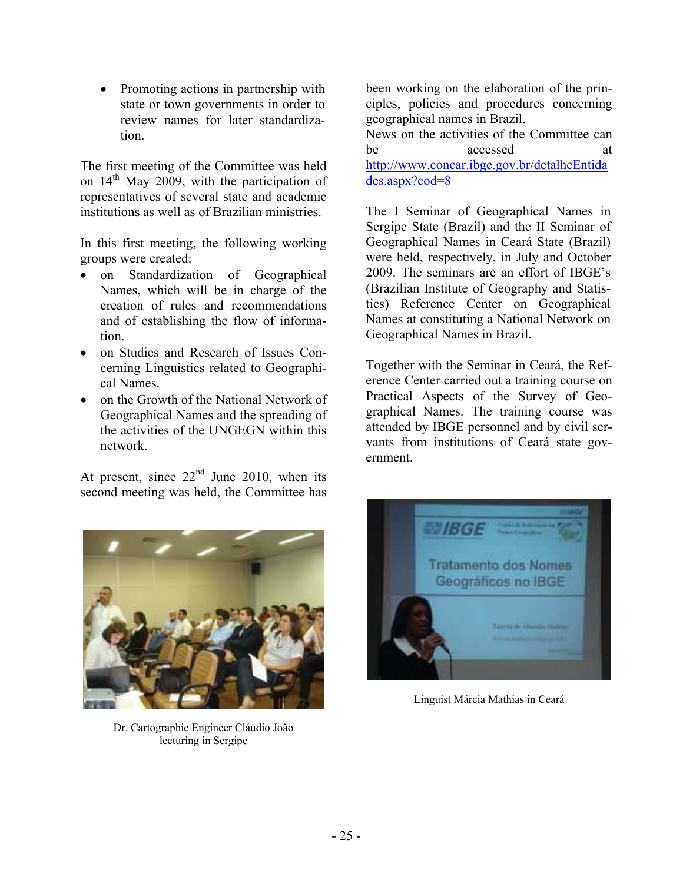- Promoting actions in partnership with state or town governments in order to review names for later standardization.

The first meeting of the Committee was held on 14th May 2009, with the participation of representatives of several state and academic institutions as well as of Brazilian ministries.

In this first meeting, the following working groups were created:

- on Standardization of Geographical Names, which will be in charge of the creation of rules and recommendations and of establishing the flow of information.
- on Studies and Research of Issues Concerning Linguistics related to Geographical Names.
- on the Growth of the National Network of Geographical Names and the spreading of the activities of the UNGEGN within this network.

At present, since 22nd June 2010, when its second meeting was held, the Committee has been working on the elaboration of the principles, policies and procedures concerning geographical names in Brazil.

News on the activities of the Committee can be accessed at http://www.concar.ibge.gov.br/detalheEntidades.aspx?cod=8

Dr. Cartographic Engineer Cláudio João lecturing in Sergipe

The I Seminar of Geographical Names in Sergipe State (Brazil) and the II Seminar of Geographical Names in Ceará State (Brazil) were held, respectively, in July and October 2009. The seminars are an effort of IBGE's (Brazilian Institute of Geography and Statistics) Reference Center on Geographical Names at constituting a National Network on Geographical Names in Brazil.

Together with the Seminar in Ceará, the Reference Center carried out a training course on Practical Aspects of the Survey of Geographical Names. The training course was attended by IBGE personnel and by civil servants from institutions of Ceará state government.

Linguist Márcia Mathias in Ceará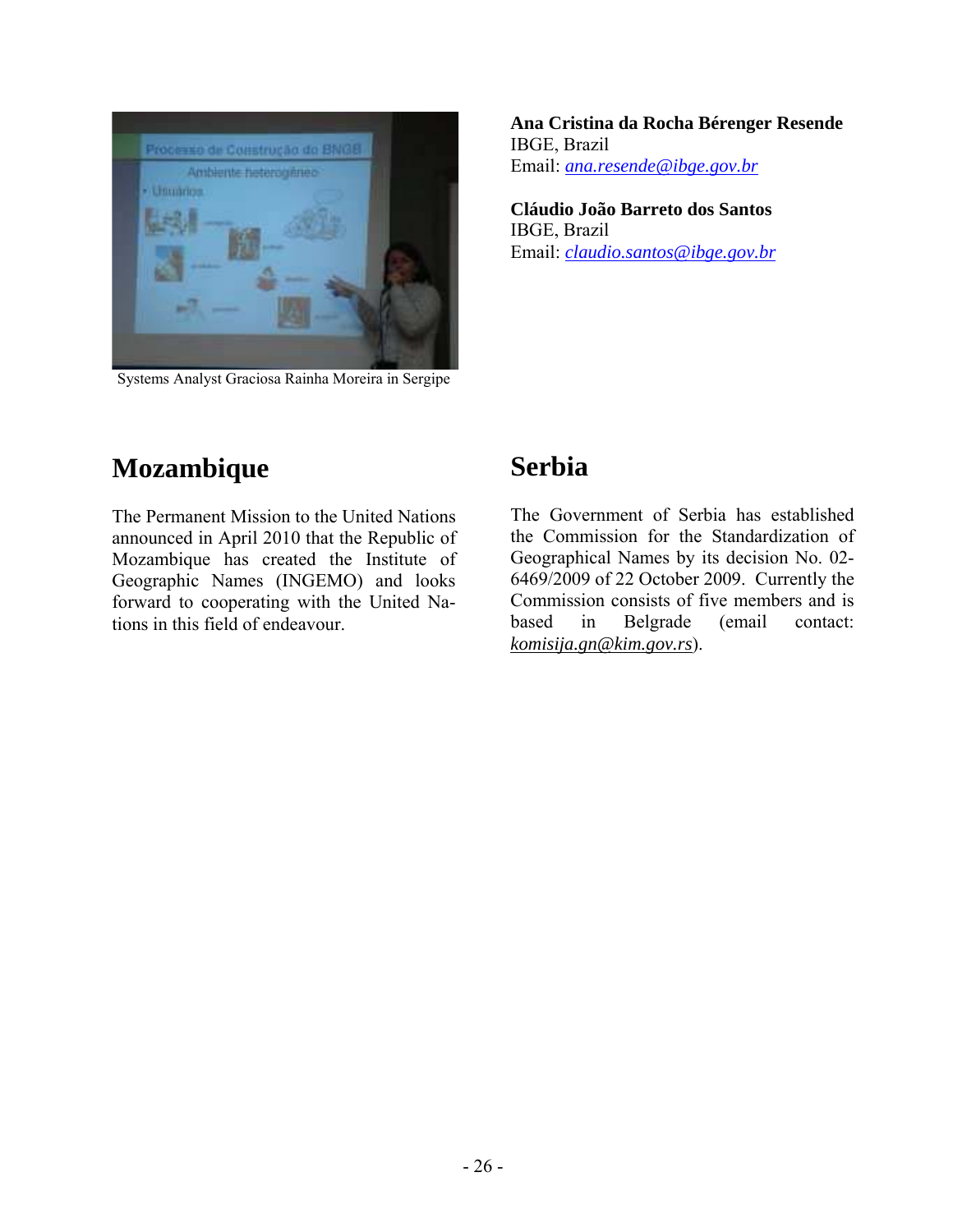Systems Analyst Graciosa Rainha Moreira in Sergipe

**Ana Cristina da Rocha Bérenger Resende**
IBGE, Brazil
Email: *ana.resende@ibge.gov.br*

**Cláudio João Barreto dos Santos**
IBGE, Brazil
Email: *claudio.santos@ibge.gov.br*

# Mozambique

The Permanent Mission to the United Nations announced in April 2010 that the Republic of Mozambique has created the Institute of Geographic Names (INGEMO) and looks forward to cooperating with the United Nations in this field of endeavour.

# Serbia

The Government of Serbia has established the Commission for the Standardization of Geographical Names by its decision No. 02-6469/2009 of 22 October 2009. Currently the Commission consists of five members and is based in Belgrade (email contact: *komisija.gn@kim.gov.rs*).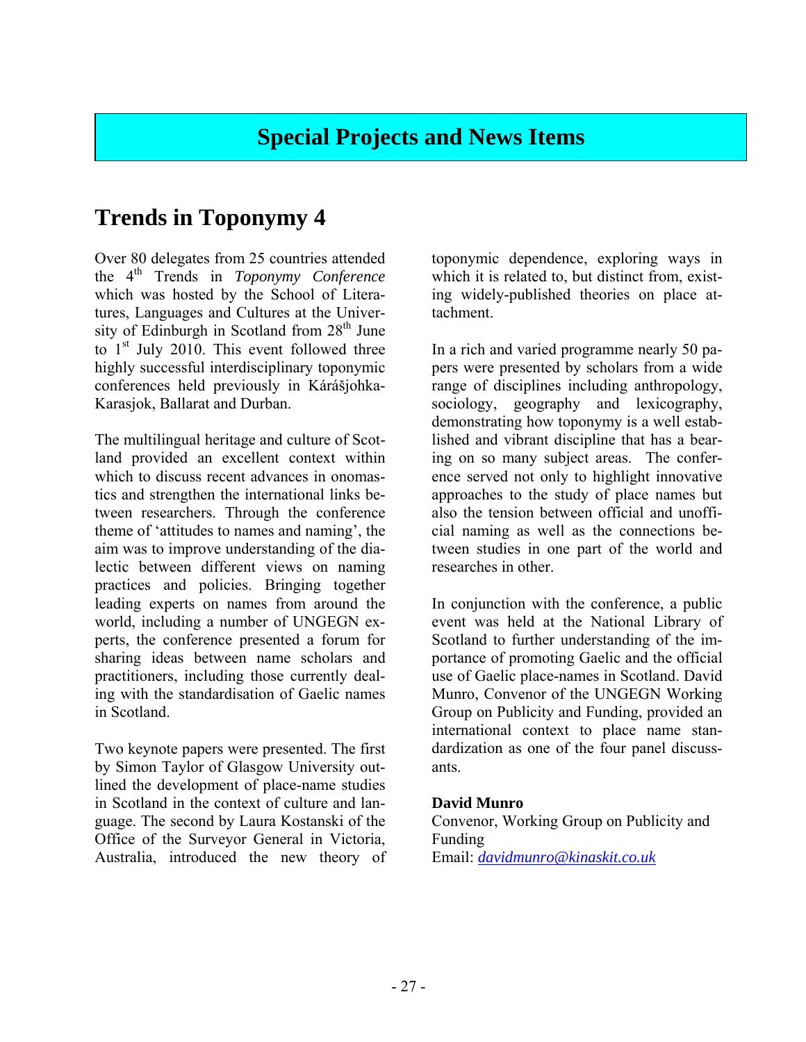# Special Projects and News Items

## Trends in Toponymy 4

Over 80 delegates from 25 countries attended the 4th Trends in *Toponymy Conference* which was hosted by the School of Literatures, Languages and Cultures at the University of Edinburgh in Scotland from 28th June to 1st July 2010. This event followed three highly successful interdisciplinary toponymic conferences held previously in Kárášjohka-Karasjok, Ballarat and Durban.

The multilingual heritage and culture of Scotland provided an excellent context within which to discuss recent advances in onomastics and strengthen the international links between researchers. Through the conference theme of 'attitudes to names and naming', the aim was to improve understanding of the dialectic between different views on naming practices and policies. Bringing together leading experts on names from around the world, including a number of UNGEGN experts, the conference presented a forum for sharing ideas between name scholars and practitioners, including those currently dealing with the standardisation of Gaelic names in Scotland.

Two keynote papers were presented. The first by Simon Taylor of Glasgow University outlined the development of place-name studies in Scotland in the context of culture and language. The second by Laura Kostanski of the Office of the Surveyor General in Victoria, Australia, introduced the new theory of toponymic dependence, exploring ways in which it is related to, but distinct from, existing widely-published theories on place attachment.

In a rich and varied programme nearly 50 papers were presented by scholars from a wide range of disciplines including anthropology, sociology, geography and lexicography, demonstrating how toponymy is a well established and vibrant discipline that has a bearing on so many subject areas. The conference served not only to highlight innovative approaches to the study of place names but also the tension between official and unofficial naming as well as the connections between studies in one part of the world and researches in other.

In conjunction with the conference, a public event was held at the National Library of Scotland to further understanding of the importance of promoting Gaelic and the official use of Gaelic place-names in Scotland. David Munro, Convenor of the UNGEGN Working Group on Publicity and Funding, provided an international context to place name standardization as one of the four panel discussants.

**David Munro**
Convenor, Working Group on Publicity and Funding
Email: *davidmunro@kinaskit.co.uk*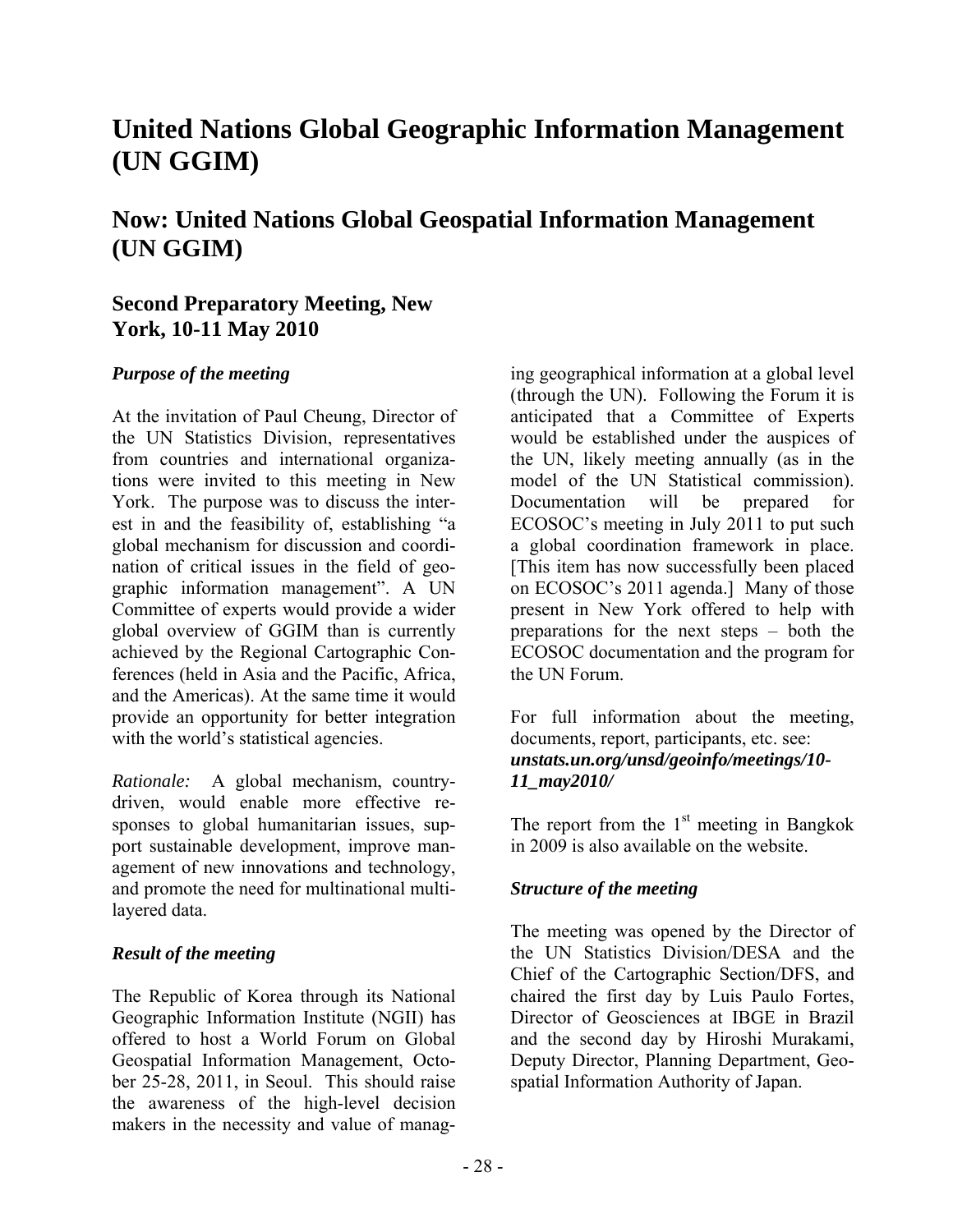# United Nations Global Geographic Information Management (UN GGIM)

# Now: United Nations Global Geospatial Information Management (UN GGIM)

## Second Preparatory Meeting, New York, 10-11 May 2010

### *Purpose of the meeting*

At the invitation of Paul Cheung, Director of the UN Statistics Division, representatives from countries and international organizations were invited to this meeting in New York. The purpose was to discuss the interest in and the feasibility of, establishing "a global mechanism for discussion and coordination of critical issues in the field of geographic information management". A UN Committee of experts would provide a wider global overview of GGIM than is currently achieved by the Regional Cartographic Conferences (held in Asia and the Pacific, Africa, and the Americas). At the same time it would provide an opportunity for better integration with the world's statistical agencies.

*Rationale:* A global mechanism, country-driven, would enable more effective responses to global humanitarian issues, support sustainable development, improve management of new innovations and technology, and promote the need for multinational multi-layered data.

### *Result of the meeting*

The Republic of Korea through its National Geographic Information Institute (NGII) has offered to host a World Forum on Global Geospatial Information Management, October 25-28, 2011, in Seoul. This should raise the awareness of the high-level decision makers in the necessity and value of managing geographical information at a global level (through the UN). Following the Forum it is anticipated that a Committee of Experts would be established under the auspices of the UN, likely meeting annually (as in the model of the UN Statistical commission). Documentation will be prepared for ECOSOC's meeting in July 2011 to put such a global coordination framework in place. [This item has now successfully been placed on ECOSOC's 2011 agenda.] Many of those present in New York offered to help with preparations for the next steps – both the ECOSOC documentation and the program for the UN Forum.

For full information about the meeting, documents, report, participants, etc. see: ***unstats.un.org/unsd/geoinfo/meetings/10-11_may2010/***

The report from the 1st meeting in Bangkok in 2009 is also available on the website.

### *Structure of the meeting*

The meeting was opened by the Director of the UN Statistics Division/DESA and the Chief of the Cartographic Section/DFS, and chaired the first day by Luis Paulo Fortes, Director of Geosciences at IBGE in Brazil and the second day by Hiroshi Murakami, Deputy Director, Planning Department, Geospatial Information Authority of Japan.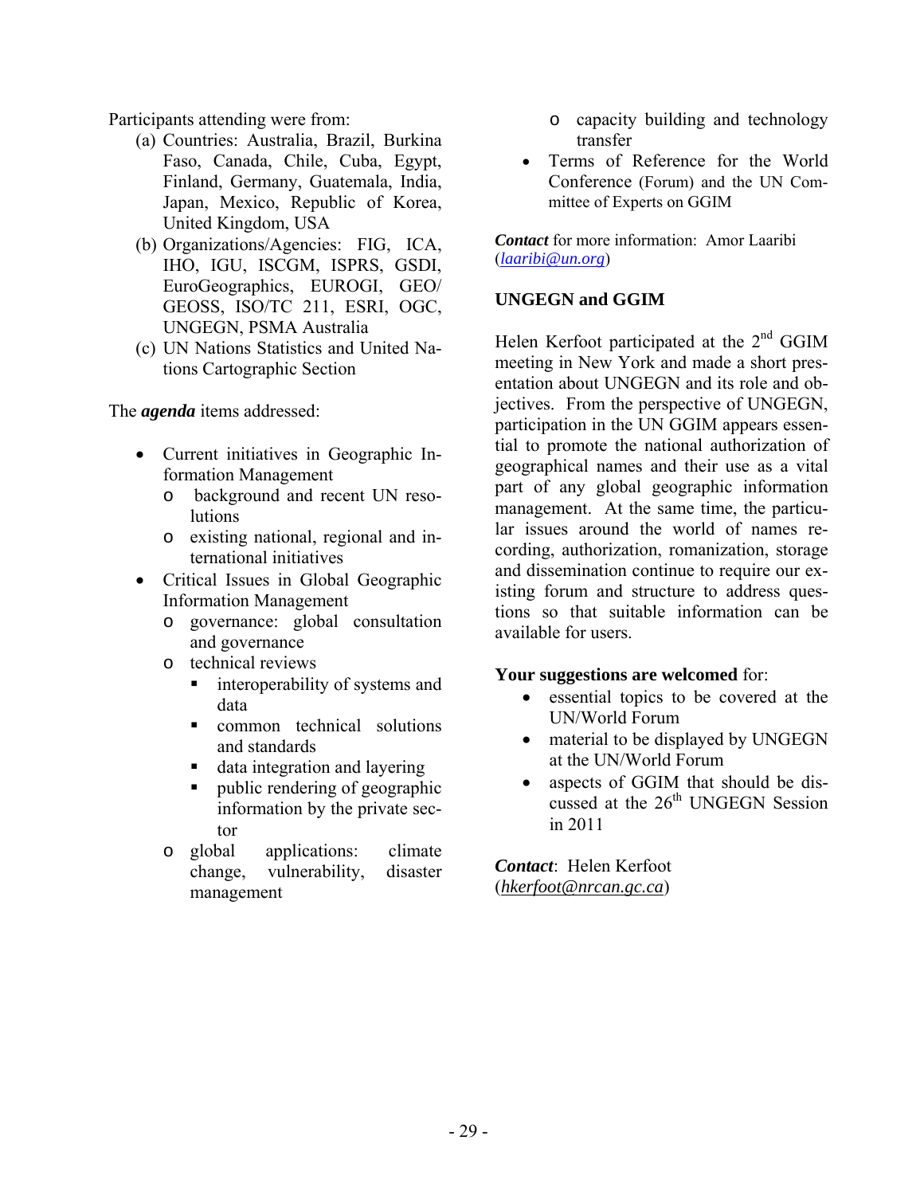Participants attending were from:

(a) Countries: Australia, Brazil, Burkina Faso, Canada, Chile, Cuba, Egypt, Finland, Germany, Guatemala, India, Japan, Mexico, Republic of Korea, United Kingdom, USA
(b) Organizations/Agencies: FIG, ICA, IHO, IGU, ISCGM, ISPRS, GSDI, EuroGeographics, EUROGI, GEO/ GEOSS, ISO/TC 211, ESRI, OGC, UNGEGN, PSMA Australia
(c) UN Nations Statistics and United Nations Cartographic Section

The ***agenda*** items addressed:

- Current initiatives in Geographic Information Management
    - background and recent UN resolutions
    - existing national, regional and international initiatives
- Critical Issues in Global Geographic Information Management
    - governance: global consultation and governance
    - technical reviews
        - interoperability of systems and data
        - common technical solutions and standards
        - data integration and layering
        - public rendering of geographic information by the private sector
    - global applications: climate change, vulnerability, disaster management
    - capacity building and technology transfer
- Terms of Reference for the World Conference (Forum) and the UN Committee of Experts on GGIM

***Contact*** for more information: Amor Laaribi (*laaribi@un.org*)

**UNGEGN and GGIM**

Helen Kerfoot participated at the 2nd GGIM meeting in New York and made a short presentation about UNGEGN and its role and objectives. From the perspective of UNGEGN, participation in the UN GGIM appears essential to promote the national authorization of geographical names and their use as a vital part of any global geographic information management. At the same time, the particular issues around the world of names recording, authorization, romanization, storage and dissemination continue to require our existing forum and structure to address questions so that suitable information can be available for users.

**Your suggestions are welcomed** for:

- essential topics to be covered at the UN/World Forum
- material to be displayed by UNGEGN at the UN/World Forum
- aspects of GGIM that should be discussed at the 26th UNGEGN Session in 2011

***Contact***: Helen Kerfoot (*hkerfoot@nrcan.gc.ca*)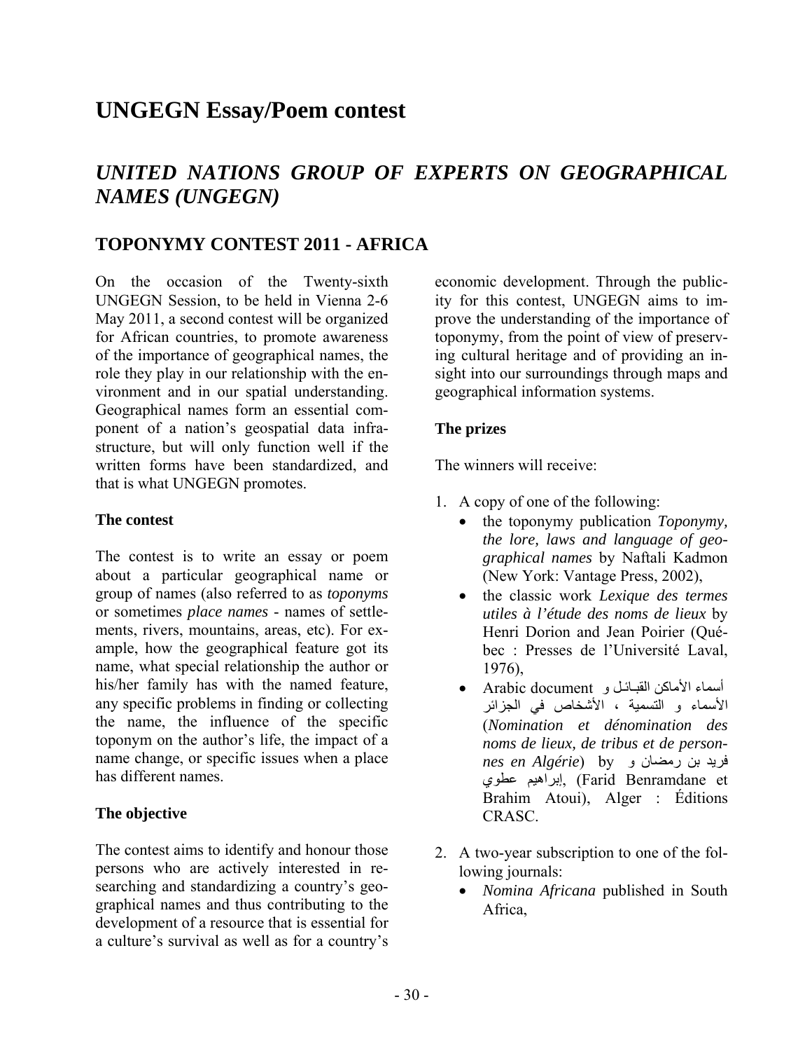# UNGEGN Essay/Poem contest

## *UNITED NATIONS GROUP OF EXPERTS ON GEOGRAPHICAL NAMES (UNGEGN)*

## TOPONYMY CONTEST 2011 - AFRICA

On the occasion of the Twenty-sixth UNGEGN Session, to be held in Vienna 2-6 May 2011, a second contest will be organized for African countries, to promote awareness of the importance of geographical names, the role they play in our relationship with the environment and in our spatial understanding. Geographical names form an essential component of a nation's geospatial data infrastructure, but will only function well if the written forms have been standardized, and that is what UNGEGN promotes.

### The contest

The contest is to write an essay or poem about a particular geographical name or group of names (also referred to as *toponyms* or sometimes *place names* - names of settlements, rivers, mountains, areas, etc). For example, how the geographical feature got its name, what special relationship the author or his/her family has with the named feature, any specific problems in finding or collecting the name, the influence of the specific toponym on the author's life, the impact of a name change, or specific issues when a place has different names.

### The objective

The contest aims to identify and honour those persons who are actively interested in researching and standardizing a country's geographical names and thus contributing to the development of a resource that is essential for a culture's survival as well as for a country's economic development. Through the publicity for this contest, UNGEGN aims to improve the understanding of the importance of toponymy, from the point of view of preserving cultural heritage and of providing an insight into our surroundings through maps and geographical information systems.

### The prizes

The winners will receive:

1. A copy of one of the following:
   - the toponymy publication *Toponymy, the lore, laws and language of geographical names* by Naftali Kadmon (New York: Vantage Press, 2002),
   - the classic work *Lexique des termes utiles à l'étude des noms de lieux* by Henri Dorion and Jean Poirier (Québec : Presses de l'Université Laval, 1976),
   - Arabic document أسماء الأماكن القبـائـل و الأسماء و التسمية ، الأشخاص في الجزائر (*Nomination et dénomination des noms de lieux, de tribus et de personnes en Algérie*) by فريد بن رمضان و إبراهيم عطوي, (Farid Benramdane et Brahim Atoui), Alger : Éditions CRASC.
2. A two-year subscription to one of the following journals:
   - *Nomina Africana* published in South Africa,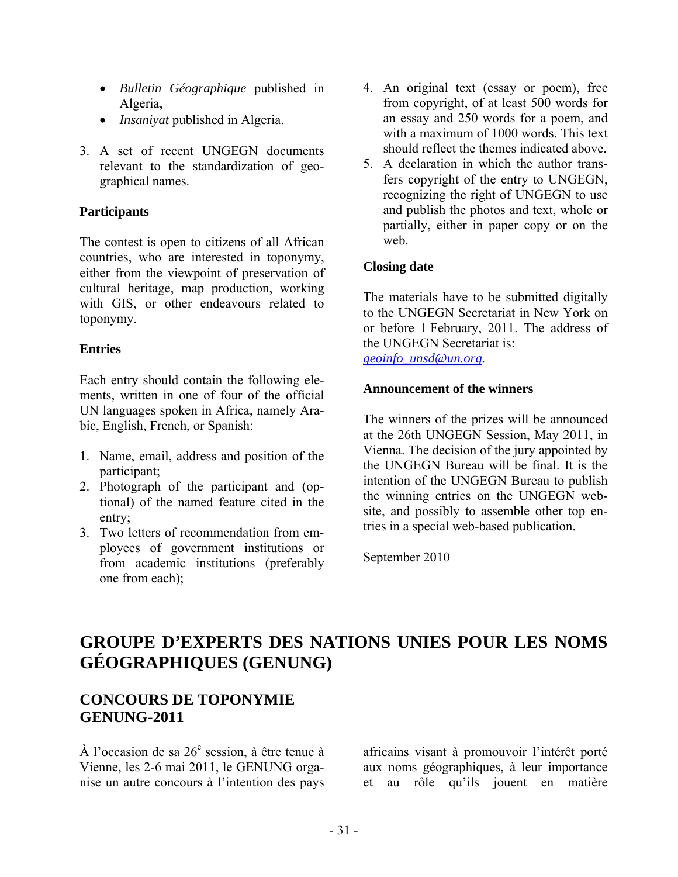- *Bulletin Géographique* published in Algeria,
- *Insaniyat* published in Algeria.

3. A set of recent UNGEGN documents relevant to the standardization of geographical names.

**Participants**

The contest is open to citizens of all African countries, who are interested in toponymy, either from the viewpoint of preservation of cultural heritage, map production, working with GIS, or other endeavours related to toponymy.

**Entries**

Each entry should contain the following elements, written in one of four of the official UN languages spoken in Africa, namely Arabic, English, French, or Spanish:

1. Name, email, address and position of the participant;
2. Photograph of the participant and (optional) of the named feature cited in the entry;
3. Two letters of recommendation from employees of government institutions or from academic institutions (preferably one from each);
4. An original text (essay or poem), free from copyright, of at least 500 words for an essay and 250 words for a poem, and with a maximum of 1000 words. This text should reflect the themes indicated above.
5. A declaration in which the author transfers copyright of the entry to UNGEGN, recognizing the right of UNGEGN to use and publish the photos and text, whole or partially, either in paper copy or on the web.

**Closing date**

The materials have to be submitted digitally to the UNGEGN Secretariat in New York on or before 1 February, 2011. The address of the UNGEGN Secretariat is: geoinfo_unsd@un.org.

**Announcement of the winners**

The winners of the prizes will be announced at the 26th UNGEGN Session, May 2011, in Vienna. The decision of the jury appointed by the UNGEGN Bureau will be final. It is the intention of the UNGEGN Bureau to publish the winning entries on the UNGEGN website, and possibly to assemble other top entries in a special web-based publication.

September 2010

# GROUPE D'EXPERTS DES NATIONS UNIES POUR LES NOMS GÉOGRAPHIQUES (GENUNG)

## CONCOURS DE TOPONYMIE GENUNG-2011

À l'occasion de sa 26e session, à être tenue à Vienne, les 2-6 mai 2011, le GENUNG organise un autre concours à l'intention des pays africains visant à promouvoir l'intérêt porté aux noms géographiques, à leur importance et au rôle qu'ils jouent en matière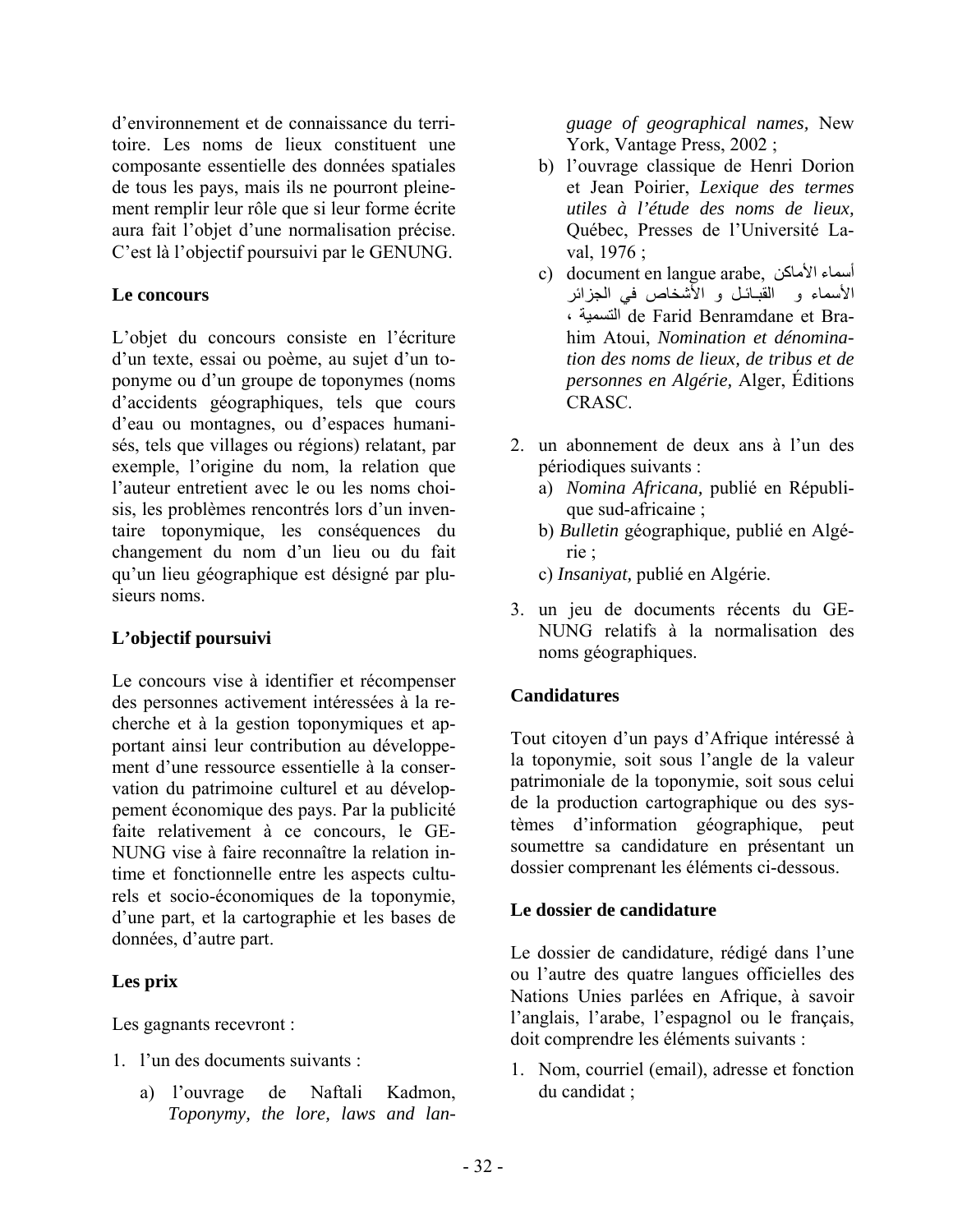d'environnement et de connaissance du territoire. Les noms de lieux constituent une composante essentielle des données spatiales de tous les pays, mais ils ne pourront pleinement remplir leur rôle que si leur forme écrite aura fait l'objet d'une normalisation précise. C'est là l'objectif poursuivi par le GENUNG.

### Le concours

L'objet du concours consiste en l'écriture d'un texte, essai ou poème, au sujet d'un toponyme ou d'un groupe de toponymes (noms d'accidents géographiques, tels que cours d'eau ou montagnes, ou d'espaces humanisés, tels que villages ou régions) relatant, par exemple, l'origine du nom, la relation que l'auteur entretient avec le ou les noms choisis, les problèmes rencontrés lors d'un inventaire toponymique, les conséquences du changement du nom d'un lieu ou du fait qu'un lieu géographique est désigné par plusieurs noms.

### L'objectif poursuivi

Le concours vise à identifier et récompenser des personnes activement intéressées à la recherche et à la gestion toponymiques et apportant ainsi leur contribution au développement d'une ressource essentielle à la conservation du patrimoine culturel et au développement économique des pays. Par la publicité faite relativement à ce concours, le GENUNG vise à faire reconnaître la relation intime et fonctionnelle entre les aspects culturels et socio-économiques de la toponymie, d'une part, et la cartographie et les bases de données, d'autre part.

### Les prix

Les gagnants recevront :

1. l'un des documents suivants :
   a) l'ouvrage de Naftali Kadmon, *Toponymy, the lore, laws and language of geographical names,* New York, Vantage Press, 2002 ;
   b) l'ouvrage classique de Henri Dorion et Jean Poirier, *Lexique des termes utiles à l'étude des noms de lieux,* Québec, Presses de l'Université Laval, 1976 ;
   c) document en langue arabe, أسماء الأماكن الأسماء و القبائل و الأشخاص في الجزائر التسمية ، de Farid Benramdane et Brahim Atoui, *Nomination et dénomination des noms de lieux, de tribus et de personnes en Algérie,* Alger, Éditions CRASC.

2. un abonnement de deux ans à l'un des périodiques suivants :
   a) *Nomina Africana,* publié en République sud-africaine ;
   b) *Bulletin* géographique*,* publié en Algérie ;
   c) *Insaniyat,* publié en Algérie.

3. un jeu de documents récents du GENUNG relatifs à la normalisation des noms géographiques.

### Candidatures

Tout citoyen d'un pays d'Afrique intéressé à la toponymie, soit sous l'angle de la valeur patrimoniale de la toponymie, soit sous celui de la production cartographique ou des systèmes d'information géographique, peut soumettre sa candidature en présentant un dossier comprenant les éléments ci-dessous.

### Le dossier de candidature

Le dossier de candidature, rédigé dans l'une ou l'autre des quatre langues officielles des Nations Unies parlées en Afrique, à savoir l'anglais, l'arabe, l'espagnol ou le français, doit comprendre les éléments suivants :

1. Nom, courriel (email), adresse et fonction du candidat ;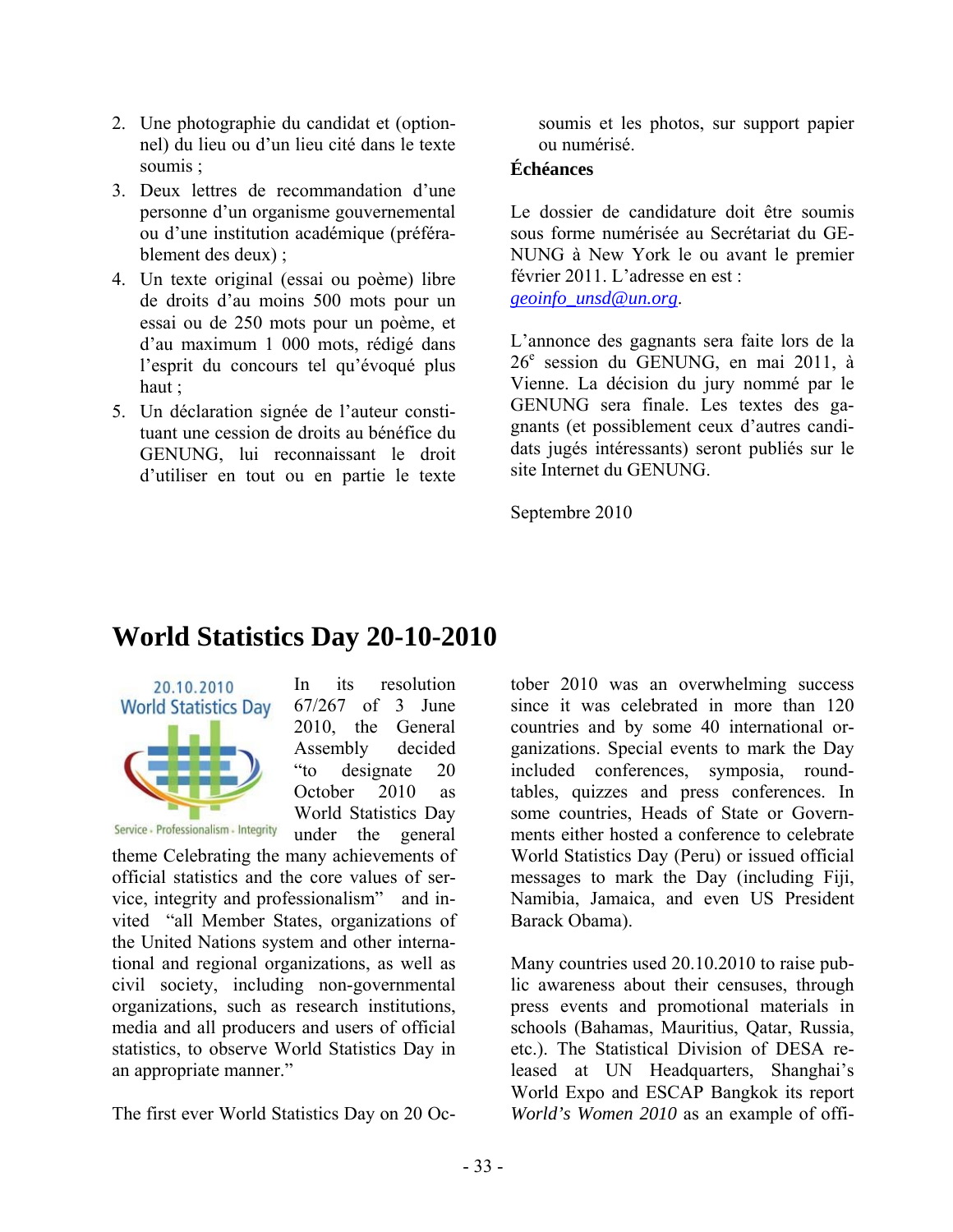2. Une photographie du candidat et (optionnel) du lieu ou d'un lieu cité dans le texte soumis ;
3. Deux lettres de recommandation d'une personne d'un organisme gouvernemental ou d'une institution académique (préférablement des deux) ;
4. Un texte original (essai ou poème) libre de droits d'au moins 500 mots pour un essai ou de 250 mots pour un poème, et d'au maximum 1 000 mots, rédigé dans l'esprit du concours tel qu'évoqué plus haut ;
5. Un déclaration signée de l'auteur constituant une cession de droits au bénéfice du GENUNG, lui reconnaissant le droit d'utiliser en tout ou en partie le texte soumis et les photos, sur support papier ou numérisé.

**Échéances**

Le dossier de candidature doit être soumis sous forme numérisée au Secrétariat du GENUNG à New York le ou avant le premier février 2011. L'adresse en est : *geoinfo_unsd@un.org*.

L'annonce des gagnants sera faite lors de la 26e session du GENUNG, en mai 2011, à Vienne. La décision du jury nommé par le GENUNG sera finale. Les textes des gagnants (et possiblement ceux d'autres candidats jugés intéressants) seront publiés sur le site Internet du GENUNG.

Septembre 2010

# World Statistics Day 20-10-2010

20.10.2010 World Statistics Day

Service - Professionalism - Integrity

In its resolution 67/267 of 3 June 2010, the General Assembly decided "to designate 20 October 2010 as World Statistics Day under the general theme Celebrating the many achievements of official statistics and the core values of service, integrity and professionalism" and invited "all Member States, organizations of the United Nations system and other international and regional organizations, as well as civil society, including non-governmental organizations, such as research institutions, media and all producers and users of official statistics, to observe World Statistics Day in an appropriate manner."

The first ever World Statistics Day on 20 October 2010 was an overwhelming success since it was celebrated in more than 120 countries and by some 40 international organizations. Special events to mark the Day included conferences, symposia, roundtables, quizzes and press conferences. In some countries, Heads of State or Governments either hosted a conference to celebrate World Statistics Day (Peru) or issued official messages to mark the Day (including Fiji, Namibia, Jamaica, and even US President Barack Obama).

Many countries used 20.10.2010 to raise public awareness about their censuses, through press events and promotional materials in schools (Bahamas, Mauritius, Qatar, Russia, etc.). The Statistical Division of DESA released at UN Headquarters, Shanghai's World Expo and ESCAP Bangkok its report *World's Women 2010* as an example of offi-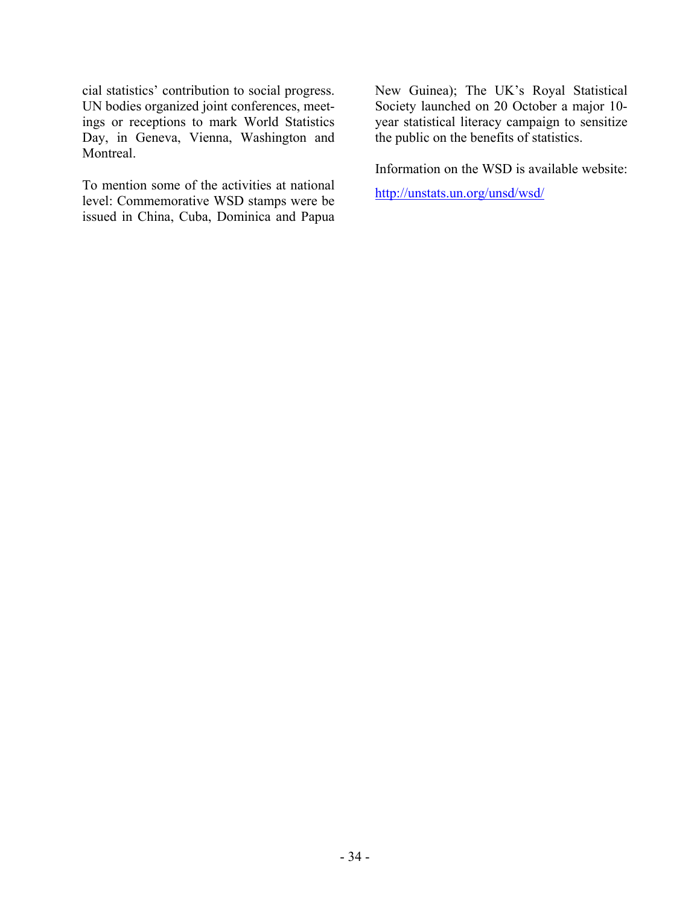cial statistics' contribution to social progress. UN bodies organized joint conferences, meetings or receptions to mark World Statistics Day, in Geneva, Vienna, Washington and Montreal.

To mention some of the activities at national level: Commemorative WSD stamps were be issued in China, Cuba, Dominica and Papua New Guinea); The UK's Royal Statistical Society launched on 20 October a major 10-year statistical literacy campaign to sensitize the public on the benefits of statistics.

Information on the WSD is available website:

http://unstats.un.org/unsd/wsd/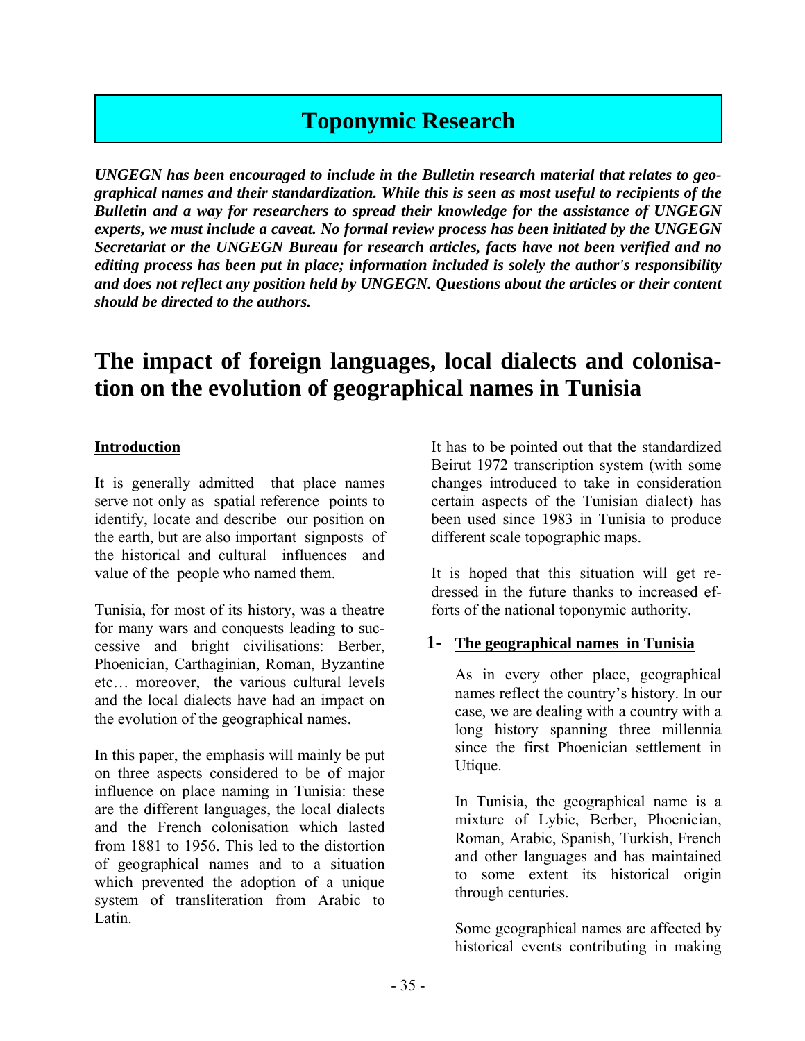# Toponymic Research

***UNGEGN has been encouraged to include in the Bulletin research material that relates to geographical names and their standardization. While this is seen as most useful to recipients of the Bulletin and a way for researchers to spread their knowledge for the assistance of UNGEGN experts, we must include a caveat. No formal review process has been initiated by the UNGEGN Secretariat or the UNGEGN Bureau for research articles, facts have not been verified and no editing process has been put in place; information included is solely the author's responsibility and does not reflect any position held by UNGEGN. Questions about the articles or their content should be directed to the authors.***

## The impact of foreign languages, local dialects and colonisation on the evolution of geographical names in Tunisia

### Introduction

It is generally admitted that place names serve not only as spatial reference points to identify, locate and describe our position on the earth, but are also important signposts of the historical and cultural influences and value of the people who named them.

Tunisia, for most of its history, was a theatre for many wars and conquests leading to successive and bright civilisations: Berber, Phoenician, Carthaginian, Roman, Byzantine etc… moreover, the various cultural levels and the local dialects have had an impact on the evolution of the geographical names.

In this paper, the emphasis will mainly be put on three aspects considered to be of major influence on place naming in Tunisia: these are the different languages, the local dialects and the French colonisation which lasted from 1881 to 1956. This led to the distortion of geographical names and to a situation which prevented the adoption of a unique system of transliteration from Arabic to Latin.

It has to be pointed out that the standardized Beirut 1972 transcription system (with some changes introduced to take in consideration certain aspects of the Tunisian dialect) has been used since 1983 in Tunisia to produce different scale topographic maps.

It is hoped that this situation will get redressed in the future thanks to increased efforts of the national toponymic authority.

### 1- The geographical names in Tunisia

As in every other place, geographical names reflect the country's history. In our case, we are dealing with a country with a long history spanning three millennia since the first Phoenician settlement in Utique.

In Tunisia, the geographical name is a mixture of Lybic, Berber, Phoenician, Roman, Arabic, Spanish, Turkish, French and other languages and has maintained to some extent its historical origin through centuries.

Some geographical names are affected by historical events contributing in making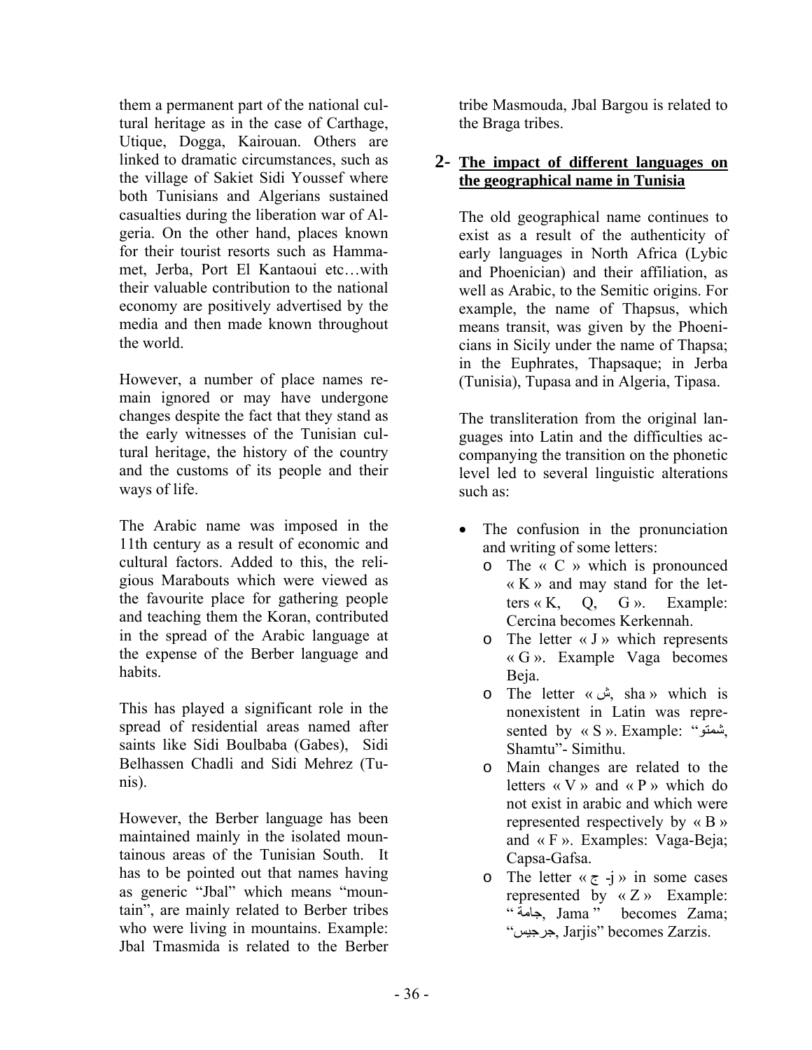them a permanent part of the national cultural heritage as in the case of Carthage, Utique, Dogga, Kairouan. Others are linked to dramatic circumstances, such as the village of Sakiet Sidi Youssef where both Tunisians and Algerians sustained casualties during the liberation war of Algeria. On the other hand, places known for their tourist resorts such as Hammamet, Jerba, Port El Kantaoui etc…with their valuable contribution to the national economy are positively advertised by the media and then made known throughout the world.

However, a number of place names remain ignored or may have undergone changes despite the fact that they stand as the early witnesses of the Tunisian cultural heritage, the history of the country and the customs of its people and their ways of life.

The Arabic name was imposed in the 11th century as a result of economic and cultural factors. Added to this, the religious Marabouts which were viewed as the favourite place for gathering people and teaching them the Koran, contributed in the spread of the Arabic language at the expense of the Berber language and habits.

This has played a significant role in the spread of residential areas named after saints like Sidi Boulbaba (Gabes), Sidi Belhassen Chadli and Sidi Mehrez (Tunis).

However, the Berber language has been maintained mainly in the isolated mountainous areas of the Tunisian South. It has to be pointed out that names having as generic "Jbal" which means "mountain", are mainly related to Berber tribes who were living in mountains. Example: Jbal Tmasmida is related to the Berber tribe Masmouda, Jbal Bargou is related to the Braga tribes.

## 2- The impact of different languages on the geographical name in Tunisia

The old geographical name continues to exist as a result of the authenticity of early languages in North Africa (Lybic and Phoenician) and their affiliation, as well as Arabic, to the Semitic origins. For example, the name of Thapsus, which means transit, was given by the Phoenicians in Sicily under the name of Thapsa; in the Euphrates, Thapsaque; in Jerba (Tunisia), Tupasa and in Algeria, Tipasa.

The transliteration from the original languages into Latin and the difficulties accompanying the transition on the phonetic level led to several linguistic alterations such as:

- The confusion in the pronunciation and writing of some letters:
  - The « C » which is pronounced « K » and may stand for the letters « K, Q, G ». Example: Cercina becomes Kerkennah.
  - The letter « J » which represents « G ». Example Vaga becomes Beja.
  - The letter « ش, sha » which is nonexistent in Latin was represented by « S ». Example: "شمتو, Shamtu"- Simithu.
  - Main changes are related to the letters « V » and « P » which do not exist in arabic and which were represented respectively by « B » and « F ». Examples: Vaga-Beja; Capsa-Gafsa.
  - The letter « ج -j » in some cases represented by « Z » Example: "جامة, Jama " becomes Zama; "جرجيس, Jarjis" becomes Zarzis.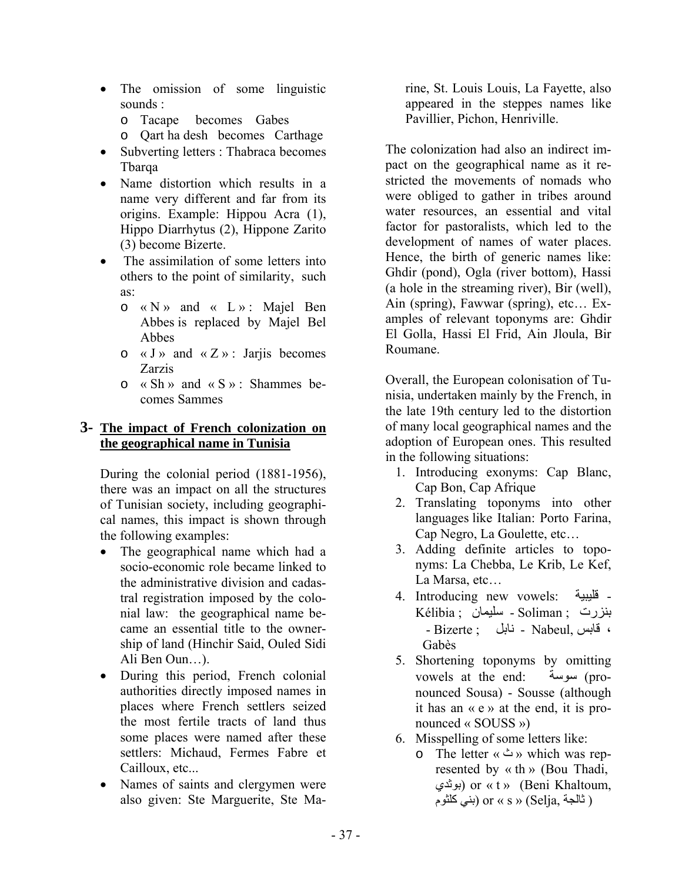- The omission of some linguistic sounds :
  - Tacape becomes Gabes
  - Qart ha desh becomes Carthage
- Subverting letters : Thabraca becomes Tbarqa
- Name distortion which results in a name very different and far from its origins. Example: Hippou Acra (1), Hippo Diarrhytus (2), Hippone Zarito (3) become Bizerte.
- The assimilation of some letters into others to the point of similarity, such as:
  - « N » and « L » : Majel Ben Abbes is replaced by Majel Bel Abbes
  - « J » and « Z » : Jarjis becomes Zarzis
  - « Sh » and « S » : Shammes becomes Sammes

## 3- The impact of French colonization on the geographical name in Tunisia

During the colonial period (1881-1956), there was an impact on all the structures of Tunisian society, including geographical names, this impact is shown through the following examples:

- The geographical name which had a socio-economic role became linked to the administrative division and cadastral registration imposed by the colonial law: the geographical name became an essential title to the ownership of land (Hinchir Said, Ouled Sidi Ali Ben Oun…).
- During this period, French colonial authorities directly imposed names in places where French settlers seized the most fertile tracts of land thus some places were named after these settlers: Michaud, Fermes Fabre et Cailloux, etc...
- Names of saints and clergymen were also given: Ste Marguerite, Ste Marine, St. Louis Louis, La Fayette, also appeared in the steppes names like Pavillier, Pichon, Henriville.

The colonization had also an indirect impact on the geographical name as it restricted the movements of nomads who were obliged to gather in tribes around water resources, an essential and vital factor for pastoralists, which led to the development of names of water places. Hence, the birth of generic names like: Ghdir (pond), Ogla (river bottom), Hassi (a hole in the streaming river), Bir (well), Ain (spring), Fawwar (spring), etc… Examples of relevant toponyms are: Ghdir El Golla, Hassi El Frid, Ain Jloula, Bir Roumane.

Overall, the European colonisation of Tunisia, undertaken mainly by the French, in the late 19th century led to the distortion of many local geographical names and the adoption of European ones. This resulted in the following situations:

1. Introducing exonyms: Cap Blanc, Cap Bon, Cap Afrique
2. Translating toponyms into other languages like Italian: Porto Farina, Cap Negro, La Goulette, etc…
3. Adding definite articles to toponyms: La Chebba, Le Krib, Le Kef, La Marsa, etc…
4. Introducing new vowels: قليبية - Kélibia ; سليمان - Soliman ; بنزرت - Bizerte ; نابل - Nabeul, قابس - Gabès
5. Shortening toponyms by omitting vowels at the end: سوسة (pronounced Sousa) - Sousse (although it has an « e » at the end, it is pronounced « SOUSS »)
6. Misspelling of some letters like:
   - The letter « ث » which was represented by « th » (Bou Thadi, بوثدي) or « t » (Beni Khaltoum, بني كلثوم) or « s » (Selja, ثالجة )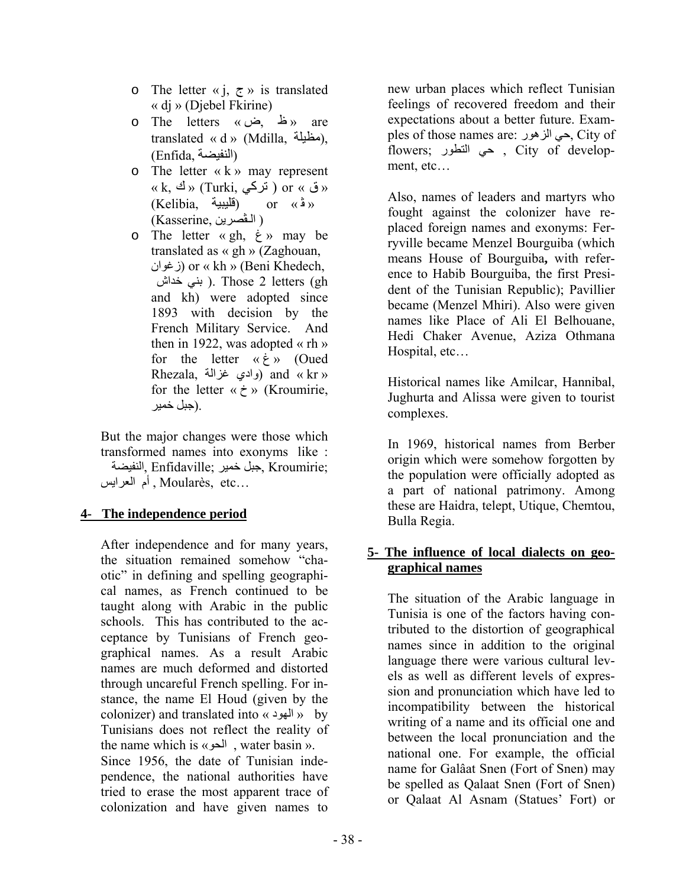- The letter « j, ج » is translated « dj » (Djebel Fkirine)
- The letters « ض, ظ » are translated « d » (Mdilla, مظيلة), (Enfida, النفيضة)
- The letter « k » may represent « k, ك » (Turki, تركي ) or « ق » (Kelibia, قليبية) or « ڤ » (Kasserine, القصرين )
- The letter « gh, غ » may be translated as « gh » (Zaghouan, زغوان) or « kh » (Beni Khedech, بني خداش ). Those 2 letters (gh and kh) were adopted since 1893 with decision by the French Military Service. And then in 1922, was adopted « rh » for the letter « غ » (Oued Rhezala, وادي غزالة) and « kr » for the letter « خ » (Kroumirie, جبل خمير).

But the major changes were those which transformed names into exonyms like : النفيضة, Enfidaville; جبل خمير, Kroumirie; أم العرايس , Moularès, etc…

## 4- The independence period

After independence and for many years, the situation remained somehow "chaotic" in defining and spelling geographical names, as French continued to be taught along with Arabic in the public schools. This has contributed to the acceptance by Tunisians of French geographical names. As a result Arabic names are much deformed and distorted through uncareful French spelling. For instance, the name El Houd (given by the colonizer) and translated into « الهود » by Tunisians does not reflect the reality of the name which is «الحوض , water basin ».

Since 1956, the date of Tunisian independence, the national authorities have tried to erase the most apparent trace of colonization and have given names to new urban places which reflect Tunisian feelings of recovered freedom and their expectations about a better future. Examples of those names are: حي الزهور, City of flowers; حي التطور , City of development, etc…

Also, names of leaders and martyrs who fought against the colonizer have replaced foreign names and exonyms: Ferryville became Menzel Bourguiba (which means House of Bourguiba**,** with reference to Habib Bourguiba, the first President of the Tunisian Republic); Pavillier became (Menzel Mhiri). Also were given names like Place of Ali El Belhouane, Hedi Chaker Avenue, Aziza Othmana Hospital, etc…

Historical names like Amilcar, Hannibal, Jughurta and Alissa were given to tourist complexes.

In 1969, historical names from Berber origin which were somehow forgotten by the population were officially adopted as a part of national patrimony. Among these are Haidra, telept, Utique, Chemtou, Bulla Regia.

## 5- The influence of local dialects on geographical names

The situation of the Arabic language in Tunisia is one of the factors having contributed to the distortion of geographical names since in addition to the original language there were various cultural levels as well as different levels of expression and pronunciation which have led to incompatibility between the historical writing of a name and its official one and between the local pronunciation and the national one. For example, the official name for Galâat Snen (Fort of Snen) may be spelled as Qalaat Snen (Fort of Snen) or Qalaat Al Asnam (Statues' Fort) or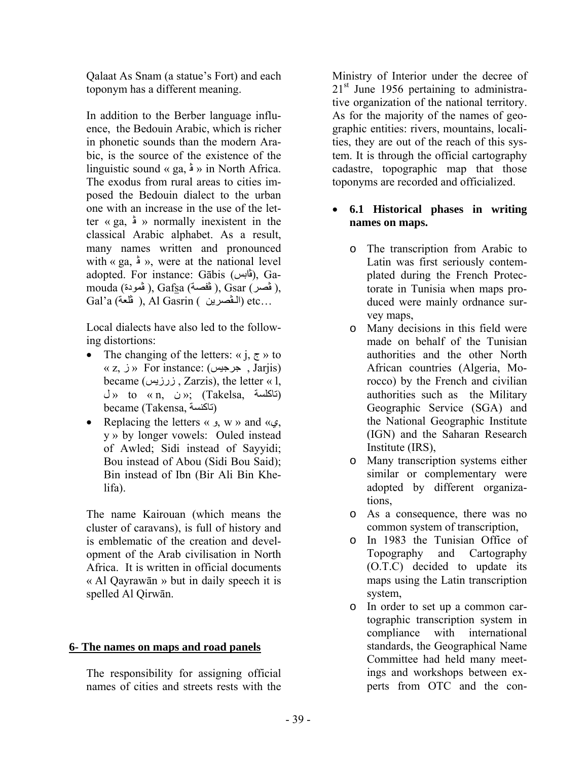Qalaat As Snam (a statue's Fort) and each toponym has a different meaning.

In addition to the Berber language influence, the Bedouin Arabic, which is richer in phonetic sounds than the modern Arabic, is the source of the existence of the linguistic sound « ga, ڨ » in North Africa. The exodus from rural areas to cities imposed the Bedouin dialect to the urban one with an increase in the use of the letter « ga, ڨ » normally inexistent in the classical Arabic alphabet. As a result, many names written and pronounced with « ga, ڨ », were at the national level adopted. For instance: Gābis (ڨابس), Gamouda (ڨمودة ), Gafs̱a (ڨفصة ), Gsar (ڨصر ), Gal'a (ڨلعة ), Al Gasrin ( الـڨصرين) etc…

Local dialects have also led to the following distortions:

- The changing of the letters: « j, ج » to « z, ز » For instance: (جرجيس , Jarjis) became (زرزيس , Zarzis), the letter « l, ل » to « n, ن »; (Takelsa, تاكلسة) became (Takensa, تاكنسة)
- Replacing the letters « و, w » and «ي, y » by longer vowels: Ouled instead of Awled; Sidi instead of Sayyidi; Bou instead of Abou (Sidi Bou Said); Bin instead of Ibn (Bir Ali Bin Khelifa).

The name Kairouan (which means the cluster of caravans), is full of history and is emblematic of the creation and development of the Arab civilisation in North Africa. It is written in official documents « Al Qayrawān » but in daily speech it is spelled Al Qirwān.

## 6- The names on maps and road panels

The responsibility for assigning official names of cities and streets rests with the Ministry of Interior under the decree of 21st June 1956 pertaining to administrative organization of the national territory. As for the majority of the names of geographic entities: rivers, mountains, localities, they are out of the reach of this system. It is through the official cartography cadastre, topographic map that those toponyms are recorded and officialized.

- **6.1 Historical phases in writing names on maps.**
    - The transcription from Arabic to Latin was first seriously contemplated during the French Protectorate in Tunisia when maps produced were mainly ordnance survey maps,
    - Many decisions in this field were made on behalf of the Tunisian authorities and the other North African countries (Algeria, Morocco) by the French and civilian authorities such as the Military Geographic Service (SGA) and the National Geographic Institute (IGN) and the Saharan Research Institute (IRS),
    - Many transcription systems either similar or complementary were adopted by different organizations,
    - As a consequence, there was no common system of transcription,
    - In 1983 the Tunisian Office of Topography and Cartography (O.T.C) decided to update its maps using the Latin transcription system,
    - In order to set up a common cartographic transcription system in compliance with international standards, the Geographical Name Committee had held many meetings and workshops between experts from OTC and the con-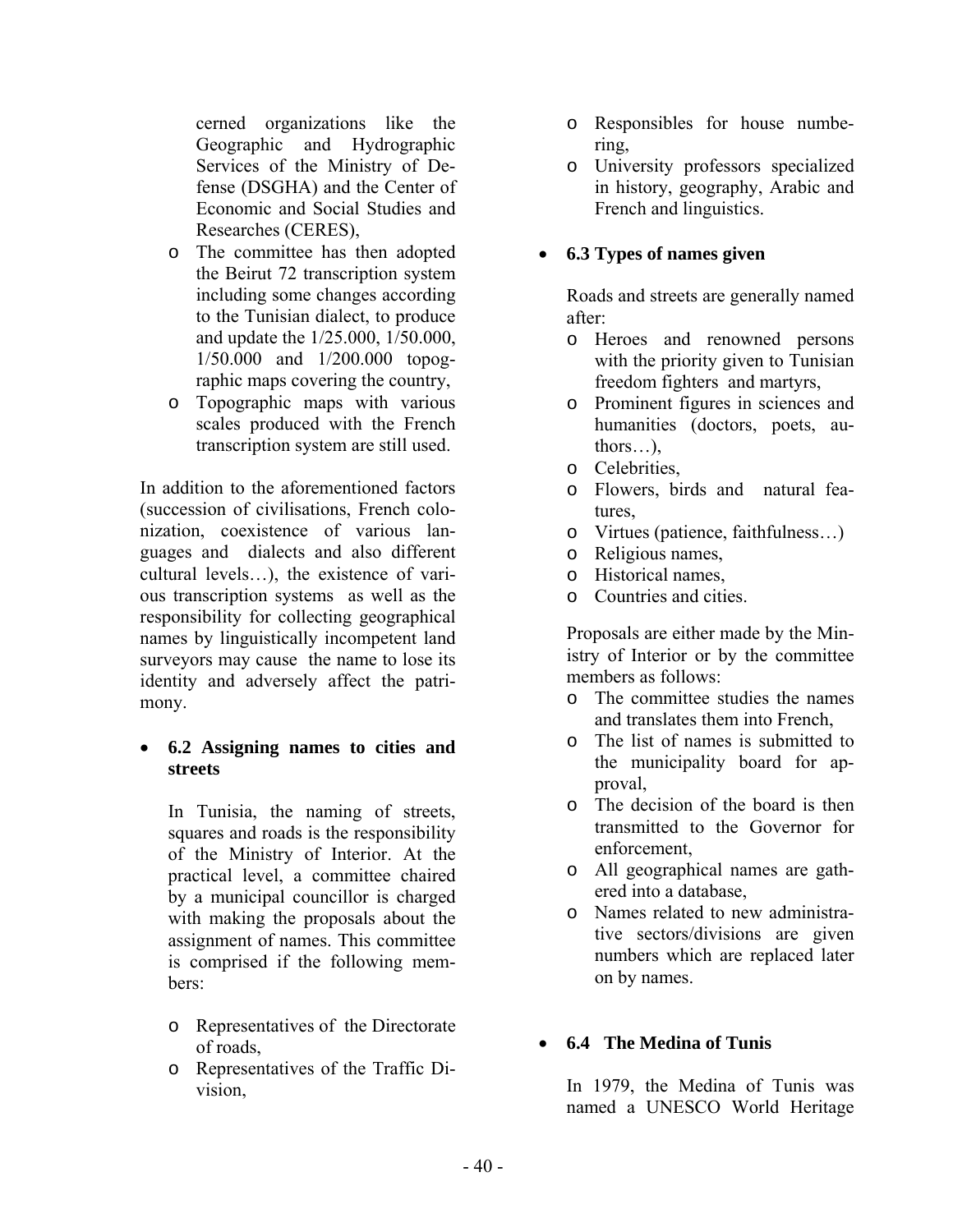cerned organizations like the Geographic and Hydrographic Services of the Ministry of Defense (DSGHA) and the Center of Economic and Social Studies and Researches (CERES),

- The committee has then adopted the Beirut 72 transcription system including some changes according to the Tunisian dialect, to produce and update the 1/25.000, 1/50.000, 1/50.000 and 1/200.000 topographic maps covering the country,
- Topographic maps with various scales produced with the French transcription system are still used.

In addition to the aforementioned factors (succession of civilisations, French colonization, coexistence of various languages and dialects and also different cultural levels…), the existence of various transcription systems as well as the responsibility for collecting geographical names by linguistically incompetent land surveyors may cause the name to lose its identity and adversely affect the patrimony.

- **6.2 Assigning names to cities and streets**

  In Tunisia, the naming of streets, squares and roads is the responsibility of the Ministry of Interior. At the practical level, a committee chaired by a municipal councillor is charged with making the proposals about the assignment of names. This committee is comprised if the following members:

  - Representatives of the Directorate of roads,
  - Representatives of the Traffic Division,
  - Responsibles for house numbering,
  - University professors specialized in history, geography, Arabic and French and linguistics.

- **6.3 Types of names given**

  Roads and streets are generally named after:

  - Heroes and renowned persons with the priority given to Tunisian freedom fighters and martyrs,
  - Prominent figures in sciences and humanities (doctors, poets, authors…),
  - Celebrities,
  - Flowers, birds and natural features,
  - Virtues (patience, faithfulness…)
  - Religious names,
  - Historical names,
  - Countries and cities.

  Proposals are either made by the Ministry of Interior or by the committee members as follows:

  - The committee studies the names and translates them into French,
  - The list of names is submitted to the municipality board for approval,
  - The decision of the board is then transmitted to the Governor for enforcement,
  - All geographical names are gathered into a database,
  - Names related to new administrative sectors/divisions are given numbers which are replaced later on by names.

- **6.4 The Medina of Tunis**

  In 1979, the Medina of Tunis was named a UNESCO World Heritage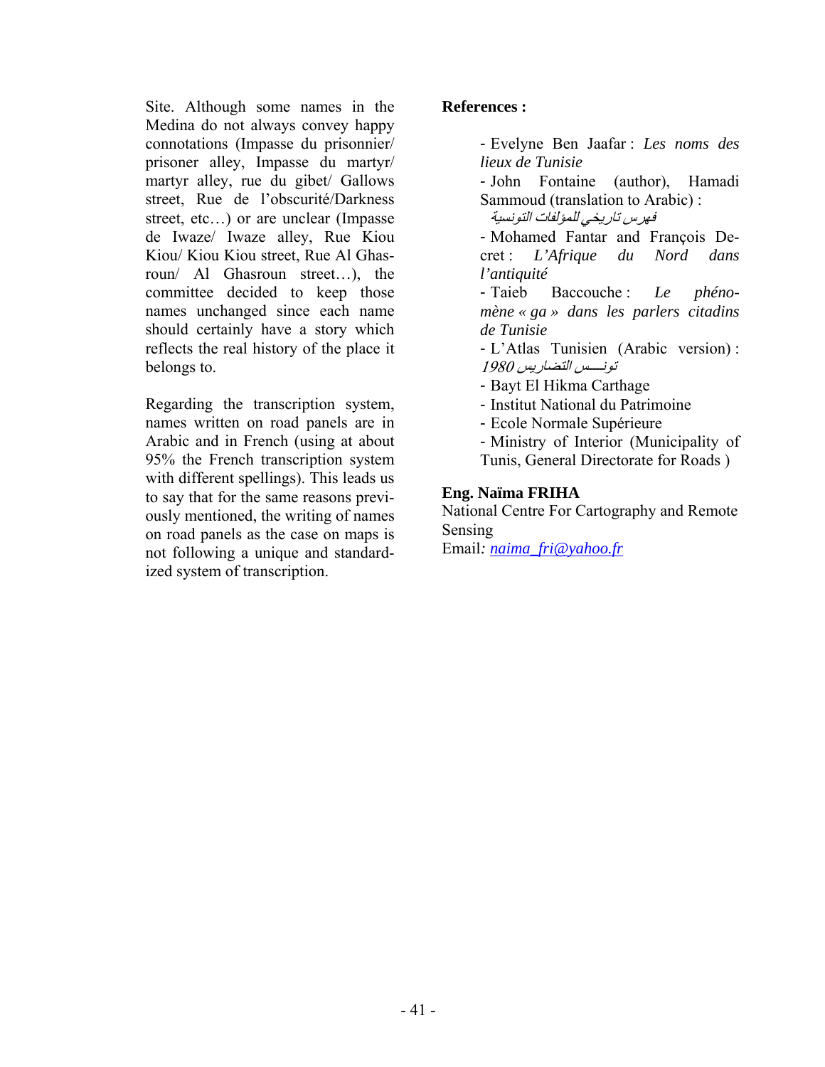Site. Although some names in the Medina do not always convey happy connotations (Impasse du prisonnier/ prisoner alley, Impasse du martyr/ martyr alley, rue du gibet/ Gallows street, Rue de l'obscurité/Darkness street, etc…) or are unclear (Impasse de Iwaze/ Iwaze alley, Rue Kiou Kiou/ Kiou Kiou street, Rue Al Ghasroun/ Al Ghasroun street…), the committee decided to keep those names unchanged since each name should certainly have a story which reflects the real history of the place it belongs to.

Regarding the transcription system, names written on road panels are in Arabic and in French (using at about 95% the French transcription system with different spellings). This leads us to say that for the same reasons previously mentioned, the writing of names on road panels as the case on maps is not following a unique and standardized system of transcription.

**References :**

- Evelyne Ben Jaafar : *Les noms des lieux de Tunisie*
- John Fontaine (author), Hamadi Sammoud (translation to Arabic) : *فهرس تاريخي للمؤلفات التونسية*
- Mohamed Fantar and François Decret : *L'Afrique du Nord dans l'antiquité*
- Taieb Baccouche : *Le phénomène « ga » dans les parlers citadins de Tunisie*
- L'Atlas Tunisien (Arabic version) : *تونـــس التضاريس 1980*
- Bayt El Hikma Carthage
- Institut National du Patrimoine
- Ecole Normale Supérieure
- Ministry of Interior (Municipality of Tunis, General Directorate for Roads )

**Eng. Naïma FRIHA**
National Centre For Cartography and Remote Sensing
Email*:* *naima_fri@yahoo.fr*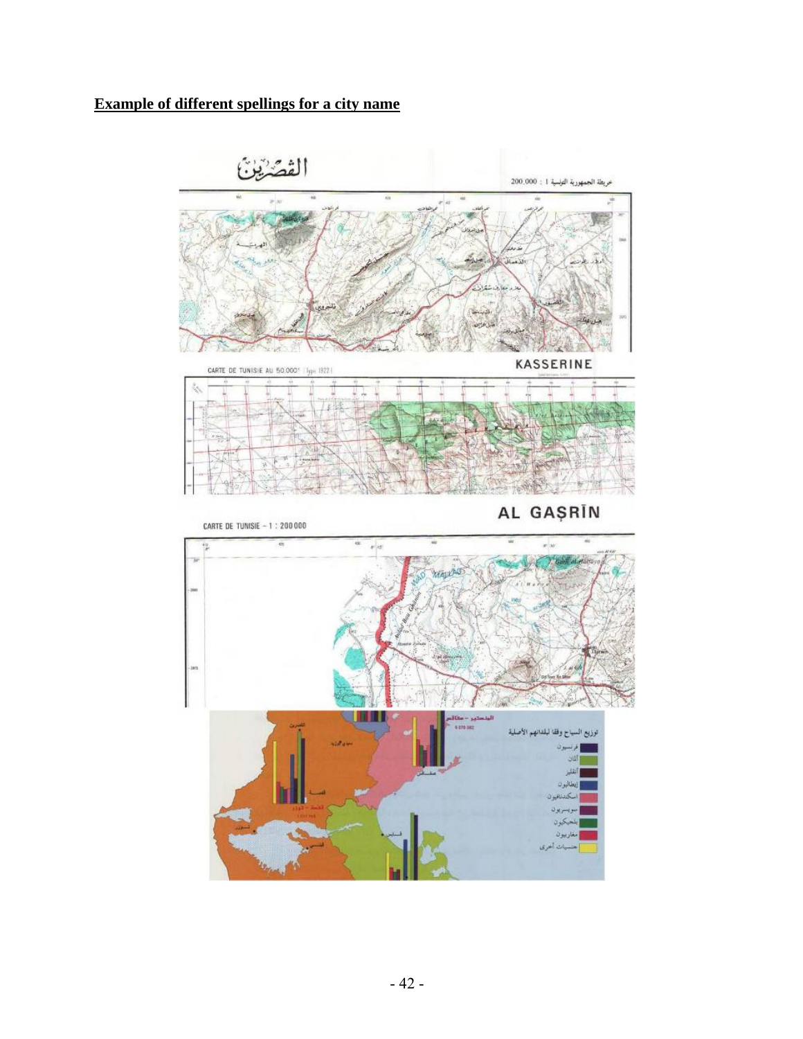**Example of different spellings for a city name**

القصرين

خريطة الجمهورية التونسية 1 : 200.000

CARTE DE TUNISIE AU 50.000ᵉ (Type 1922)

KASSERINE

CARTE DE TUNISIE – 1 : 200 000

AL GAŞRĪN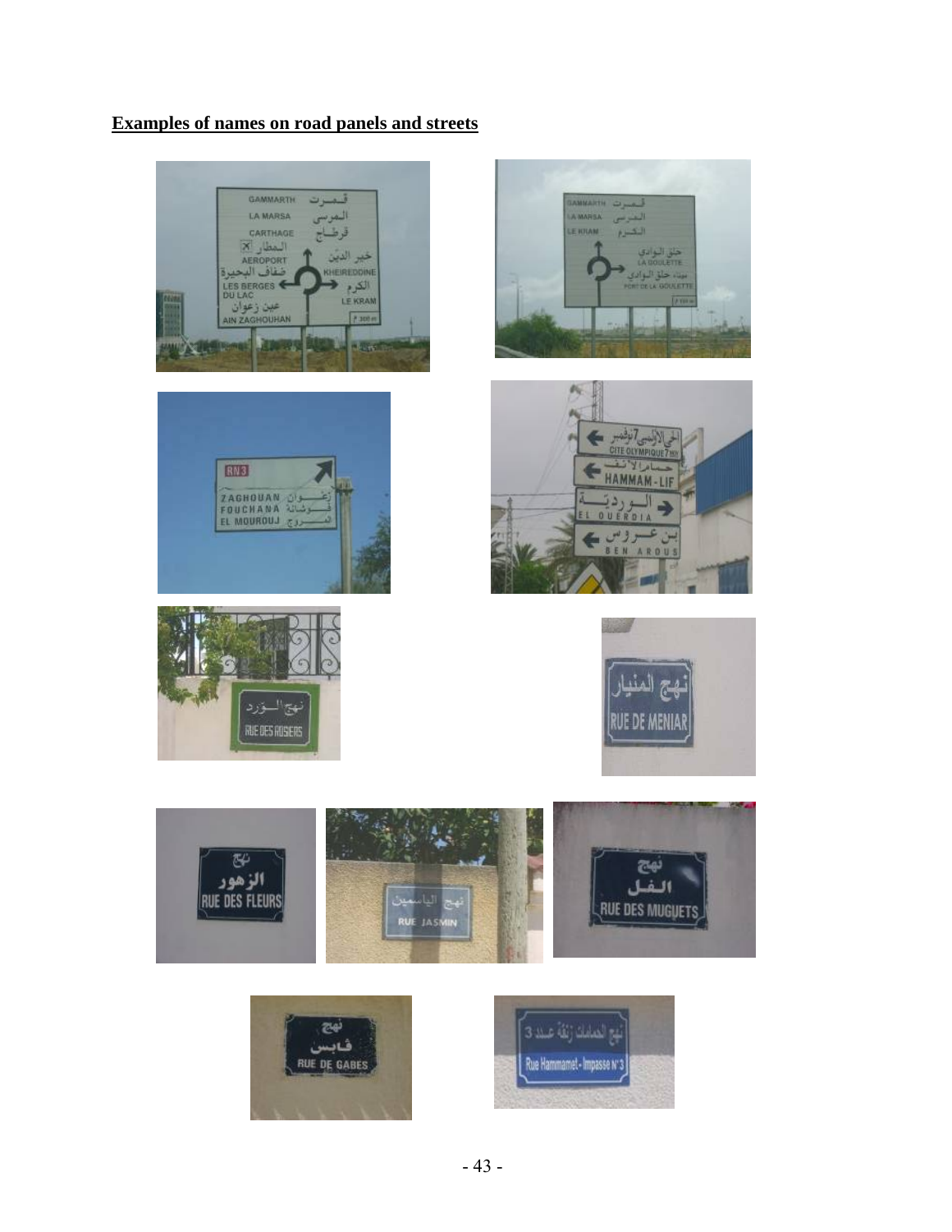**Examples of names on road panels and streets**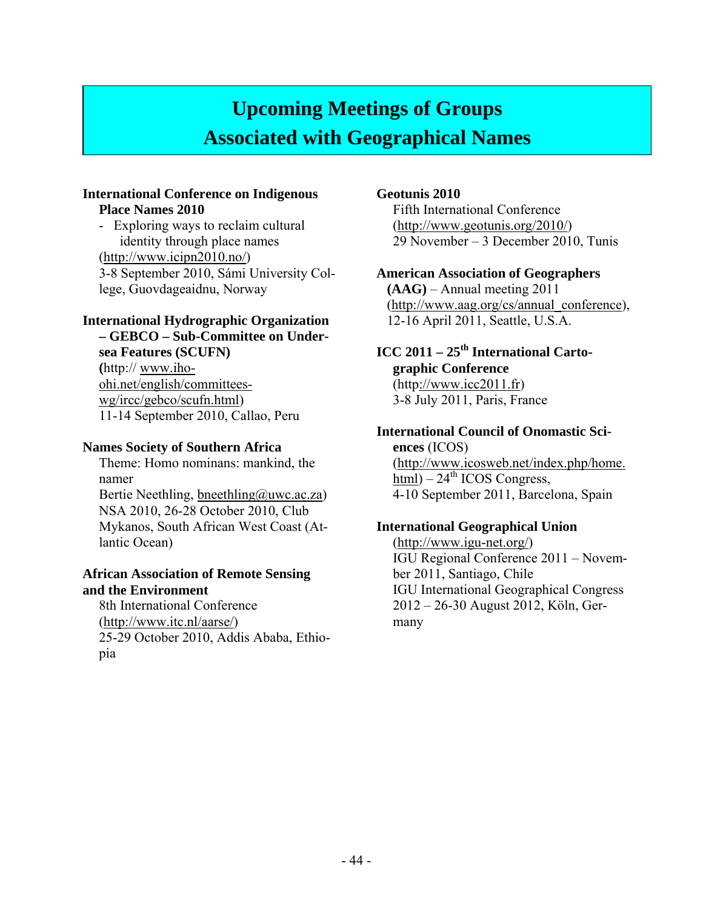# Upcoming Meetings of Groups Associated with Geographical Names

**International Conference on Indigenous Place Names 2010**

- Exploring ways to reclaim cultural identity through place names

(http://www.icipn2010.no/)
3-8 September 2010, Sámi University College, Guovdageaidnu, Norway

**International Hydrographic Organization – GEBCO – Sub-Committee on Undersea Features (SCUFN)**

(http:// www.iho-ohi.net/english/committees-wg/ircc/gebco/scufn.html)
11-14 September 2010, Callao, Peru

**Names Society of Southern Africa**

Theme: Homo nominans: mankind, the namer
Bertie Neethling, bneethling@uwc.ac.za)
NSA 2010, 26-28 October 2010, Club Mykanos, South African West Coast (Atlantic Ocean)

**African Association of Remote Sensing and the Environment**

8th International Conference
(http://www.itc.nl/aarse/)
25-29 October 2010, Addis Ababa, Ethiopia

**Geotunis 2010**

Fifth International Conference
(http://www.geotunis.org/2010/)
29 November – 3 December 2010, Tunis

**American Association of Geographers (AAG)** – Annual meeting 2011
(http://www.aag.org/cs/annual_conference), 12-16 April 2011, Seattle, U.S.A.

**ICC 2011 – 25th International Cartographic Conference**

(http://www.icc2011.fr)
3-8 July 2011, Paris, France

**International Council of Onomastic Sciences** (ICOS)

(http://www.icosweb.net/index.php/home.html) – 24th ICOS Congress,
4-10 September 2011, Barcelona, Spain

**International Geographical Union**

(http://www.igu-net.org/)
IGU Regional Conference 2011 – November 2011, Santiago, Chile
IGU International Geographical Congress 2012 – 26-30 August 2012, Köln, Germany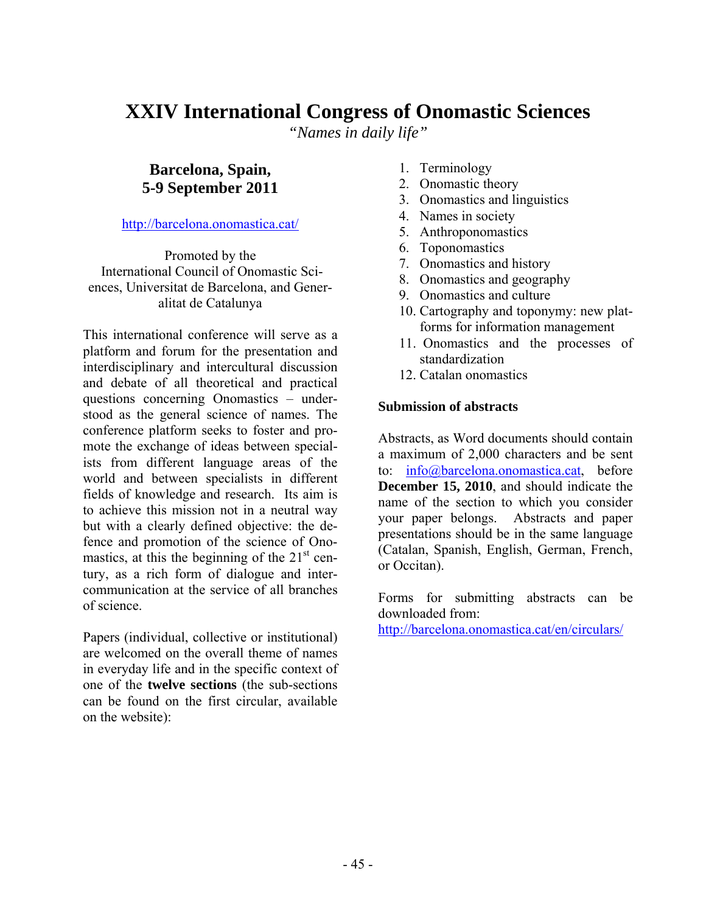# XXIV International Congress of Onomastic Sciences

*"Names in daily life"*

## Barcelona, Spain, 5-9 September 2011

http://barcelona.onomastica.cat/

Promoted by the International Council of Onomastic Sciences, Universitat de Barcelona, and Generalitat de Catalunya

This international conference will serve as a platform and forum for the presentation and interdisciplinary and intercultural discussion and debate of all theoretical and practical questions concerning Onomastics – understood as the general science of names. The conference platform seeks to foster and promote the exchange of ideas between specialists from different language areas of the world and between specialists in different fields of knowledge and research. Its aim is to achieve this mission not in a neutral way but with a clearly defined objective: the defence and promotion of the science of Onomastics, at this the beginning of the 21st century, as a rich form of dialogue and intercommunication at the service of all branches of science.

Papers (individual, collective or institutional) are welcomed on the overall theme of names in everyday life and in the specific context of one of the **twelve sections** (the sub-sections can be found on the first circular, available on the website):

1. Terminology
2. Onomastic theory
3. Onomastics and linguistics
4. Names in society
5. Anthroponomastics
6. Toponomastics
7. Onomastics and history
8. Onomastics and geography
9. Onomastics and culture
10. Cartography and toponymy: new platforms for information management
11. Onomastics and the processes of standardization
12. Catalan onomastics

**Submission of abstracts**

Abstracts, as Word documents should contain a maximum of 2,000 characters and be sent to: info@barcelona.onomastica.cat, before **December 15, 2010**, and should indicate the name of the section to which you consider your paper belongs. Abstracts and paper presentations should be in the same language (Catalan, Spanish, English, German, French, or Occitan).

Forms for submitting abstracts can be downloaded from:
http://barcelona.onomastica.cat/en/circulars/